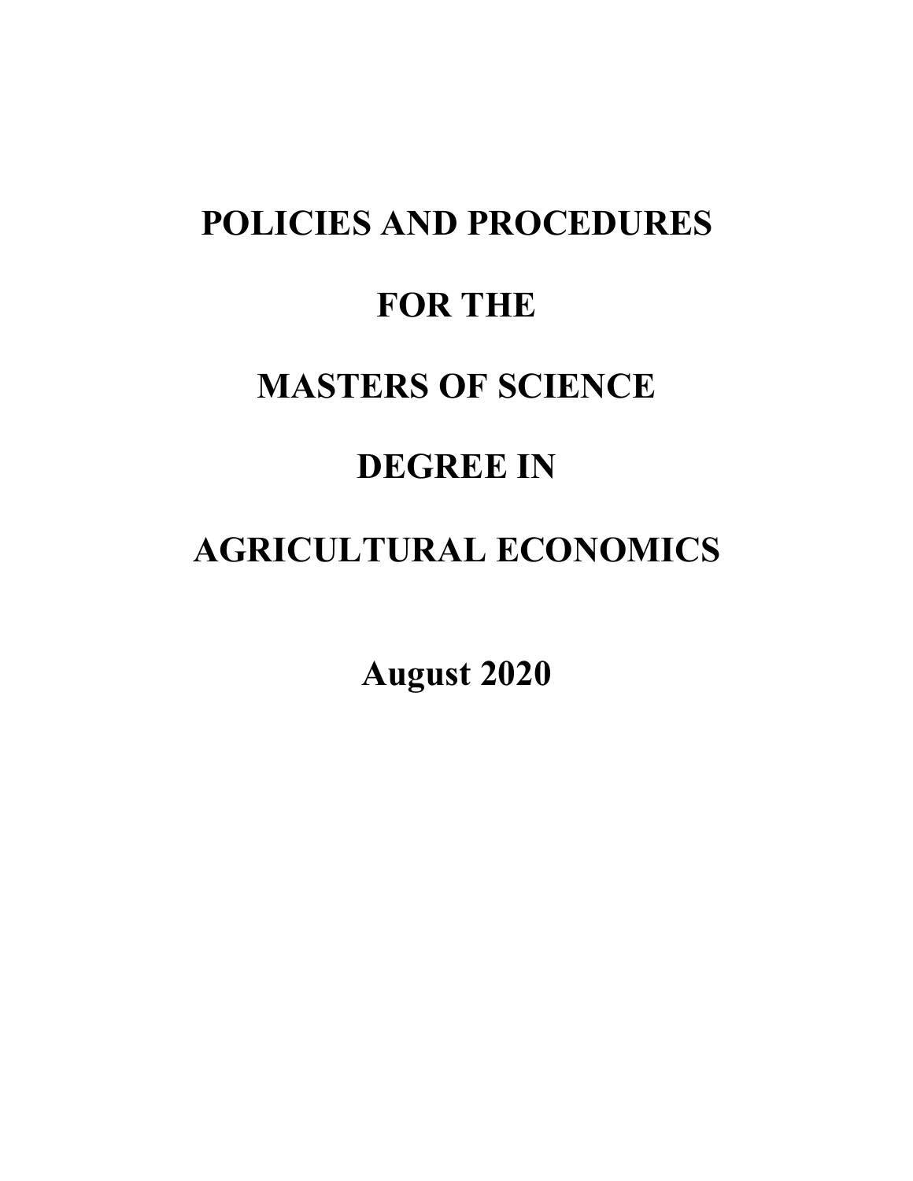# POLICIES AND PROCEDURES

# FOR THE

# MASTERS OF SCIENCE

# DEGREE IN

# AGRICULTURAL ECONOMICS

**August 2020**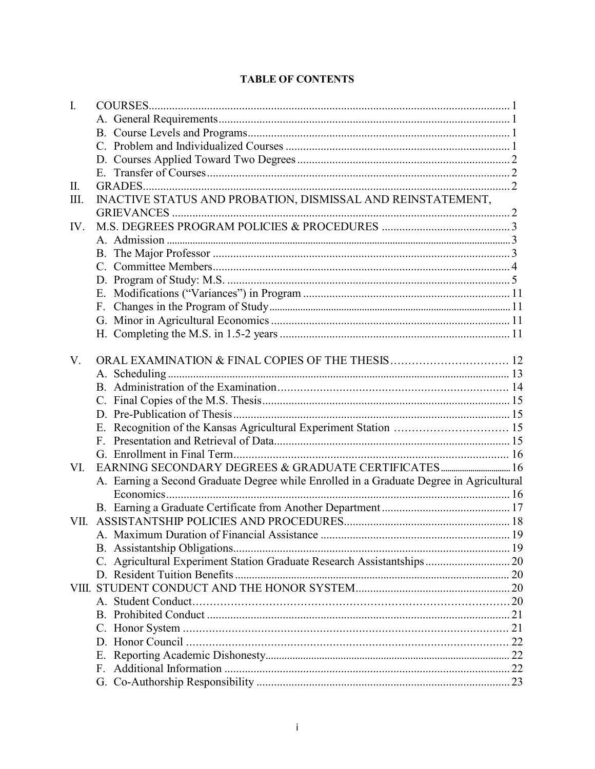# TABLE OF CONTENTS

- I. COURSES .......... 1
  - A. General Requirements .......... 1
  - B. Course Levels and Programs .......... 1
  - C. Problem and Individualized Courses .......... 1
  - D. Courses Applied Toward Two Degrees .......... 2
  - E. Transfer of Courses .......... 2
- II. GRADES .......... 2
- III. INACTIVE STATUS AND PROBATION, DISMISSAL AND REINSTATEMENT, GRIEVANCES .......... 2
- IV. M.S. DEGREES PROGRAM POLICIES & PROCEDURES .......... 3
  - A. Admission .......... 3
  - B. The Major Professor .......... 3
  - C. Committee Members .......... 4
  - D. Program of Study: M.S. .......... 5
  - E. Modifications ("Variances") in Program .......... 11
  - F. Changes in the Program of Study .......... 11
  - G. Minor in Agricultural Economics .......... 11
  - H. Completing the M.S. in 1.5-2 years .......... 11
- V. ORAL EXAMINATION & FINAL COPIES OF THE THESIS .......... 12
  - A. Scheduling .......... 13
  - B. Administration of the Examination .......... 14
  - C. Final Copies of the M.S. Thesis .......... 15
  - D. Pre-Publication of Thesis .......... 15
  - E. Recognition of the Kansas Agricultural Experiment Station .......... 15
  - F. Presentation and Retrieval of Data .......... 15
  - G. Enrollment in Final Term .......... 16
- VI. EARNING SECONDARY DEGREES & GRADUATE CERTIFICATES .......... 16
  - A. Earning a Second Graduate Degree while Enrolled in a Graduate Degree in Agricultural Economics .......... 16
  - B. Earning a Graduate Certificate from Another Department .......... 17
- VII. ASSISTANTSHIP POLICIES AND PROCEDURES .......... 18
  - A. Maximum Duration of Financial Assistance .......... 19
  - B. Assistantship Obligations .......... 19
  - C. Agricultural Experiment Station Graduate Research Assistantships .......... 20
  - D. Resident Tuition Benefits .......... 20
- VIII. STUDENT CONDUCT AND THE HONOR SYSTEM .......... 20
  - A. Student Conduct .......... 20
  - B. Prohibited Conduct .......... 21
  - C. Honor System .......... 21
  - D. Honor Council .......... 22
  - E. Reporting Academic Dishonesty .......... 22
  - F. Additional Information .......... 22
  - G. Co-Authorship Responsibility .......... 23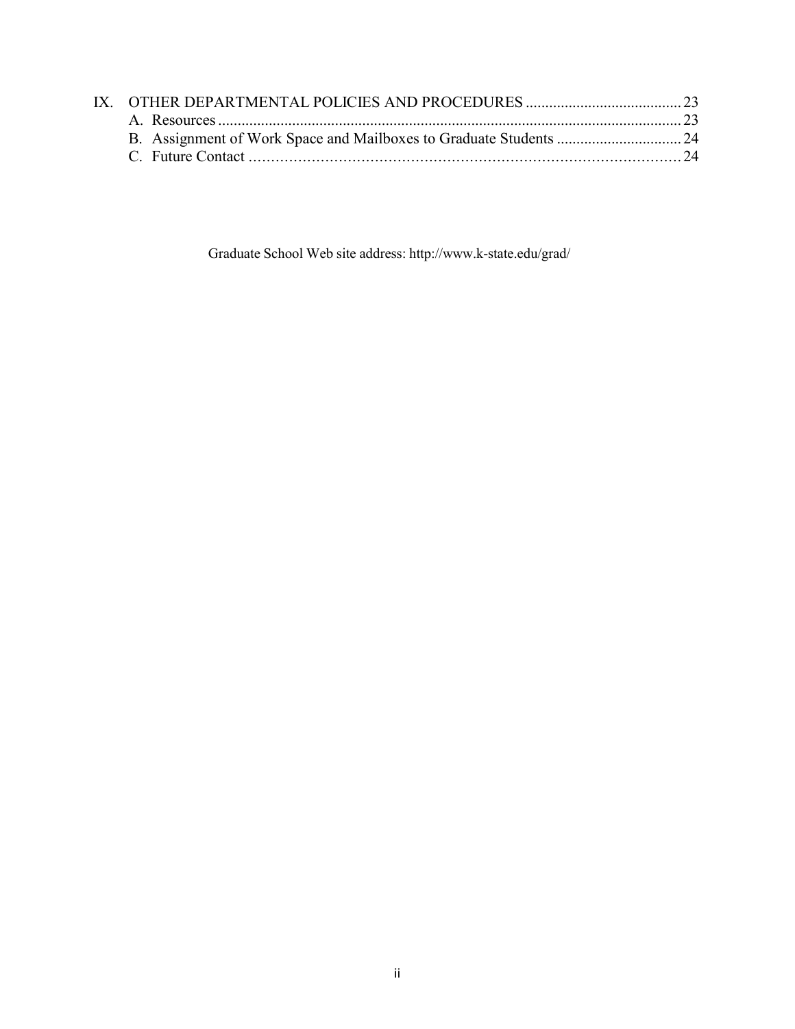IX. OTHER DEPARTMENTAL POLICIES AND PROCEDURES ........................................ 23
   A. Resources ........................................................................................................ 23
   B. Assignment of Work Space and Mailboxes to Graduate Students ................................ 24
   C. Future Contact ................................................................................................... 24

Graduate School Web site address: http://www.k-state.edu/grad/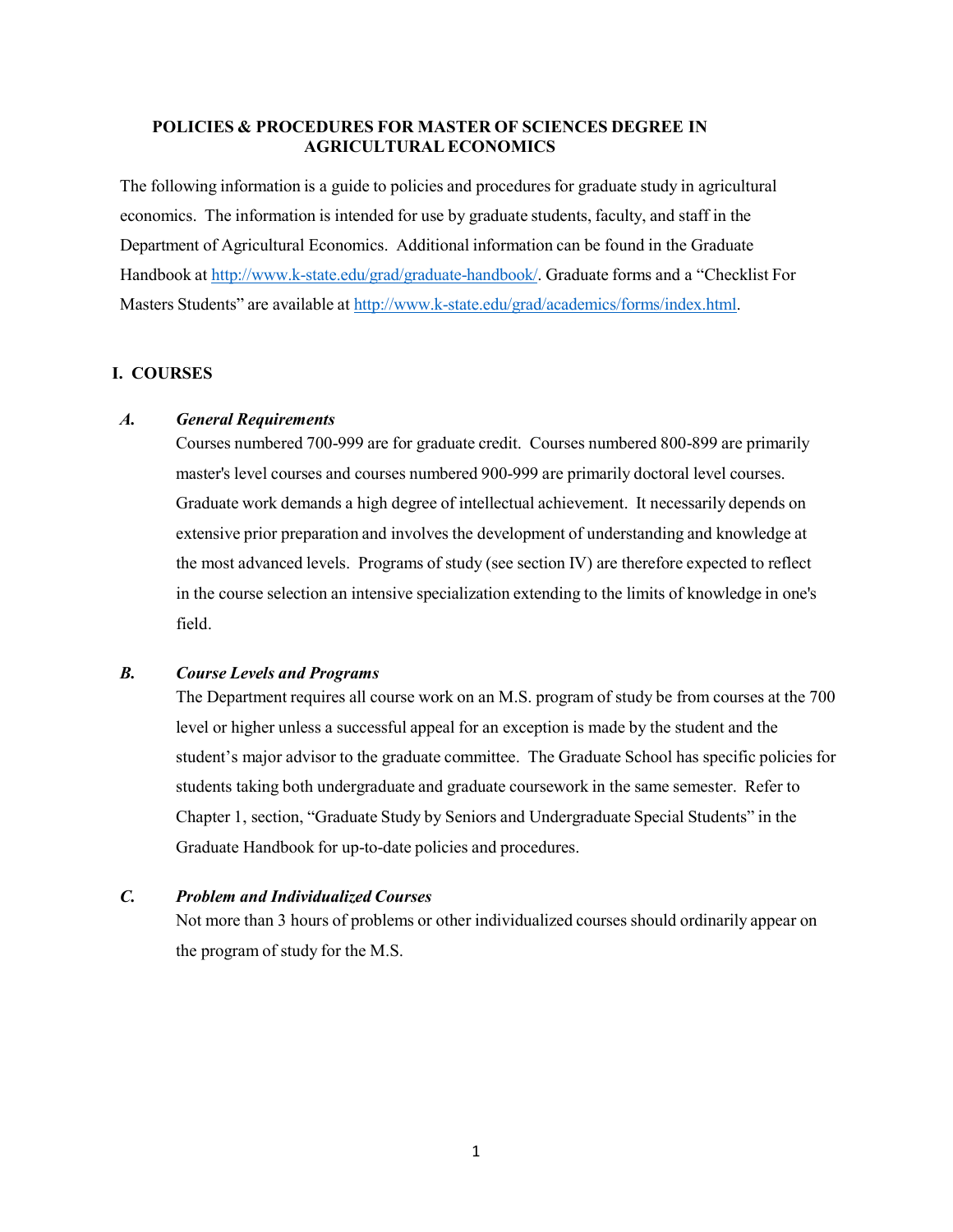# POLICIES & PROCEDURES FOR MASTER OF SCIENCES DEGREE IN AGRICULTURAL ECONOMICS

The following information is a guide to policies and procedures for graduate study in agricultural economics. The information is intended for use by graduate students, faculty, and staff in the Department of Agricultural Economics. Additional information can be found in the Graduate Handbook at http://www.k-state.edu/grad/graduate-handbook/. Graduate forms and a "Checklist For Masters Students" are available at http://www.k-state.edu/grad/academics/forms/index.html.

## I. COURSES

### *A. General Requirements*

Courses numbered 700-999 are for graduate credit. Courses numbered 800-899 are primarily master's level courses and courses numbered 900-999 are primarily doctoral level courses. Graduate work demands a high degree of intellectual achievement. It necessarily depends on extensive prior preparation and involves the development of understanding and knowledge at the most advanced levels. Programs of study (see section IV) are therefore expected to reflect in the course selection an intensive specialization extending to the limits of knowledge in one's field.

### *B. Course Levels and Programs*

The Department requires all course work on an M.S. program of study be from courses at the 700 level or higher unless a successful appeal for an exception is made by the student and the student's major advisor to the graduate committee. The Graduate School has specific policies for students taking both undergraduate and graduate coursework in the same semester. Refer to Chapter 1, section, "Graduate Study by Seniors and Undergraduate Special Students" in the Graduate Handbook for up-to-date policies and procedures.

### *C. Problem and Individualized Courses*

Not more than 3 hours of problems or other individualized courses should ordinarily appear on the program of study for the M.S.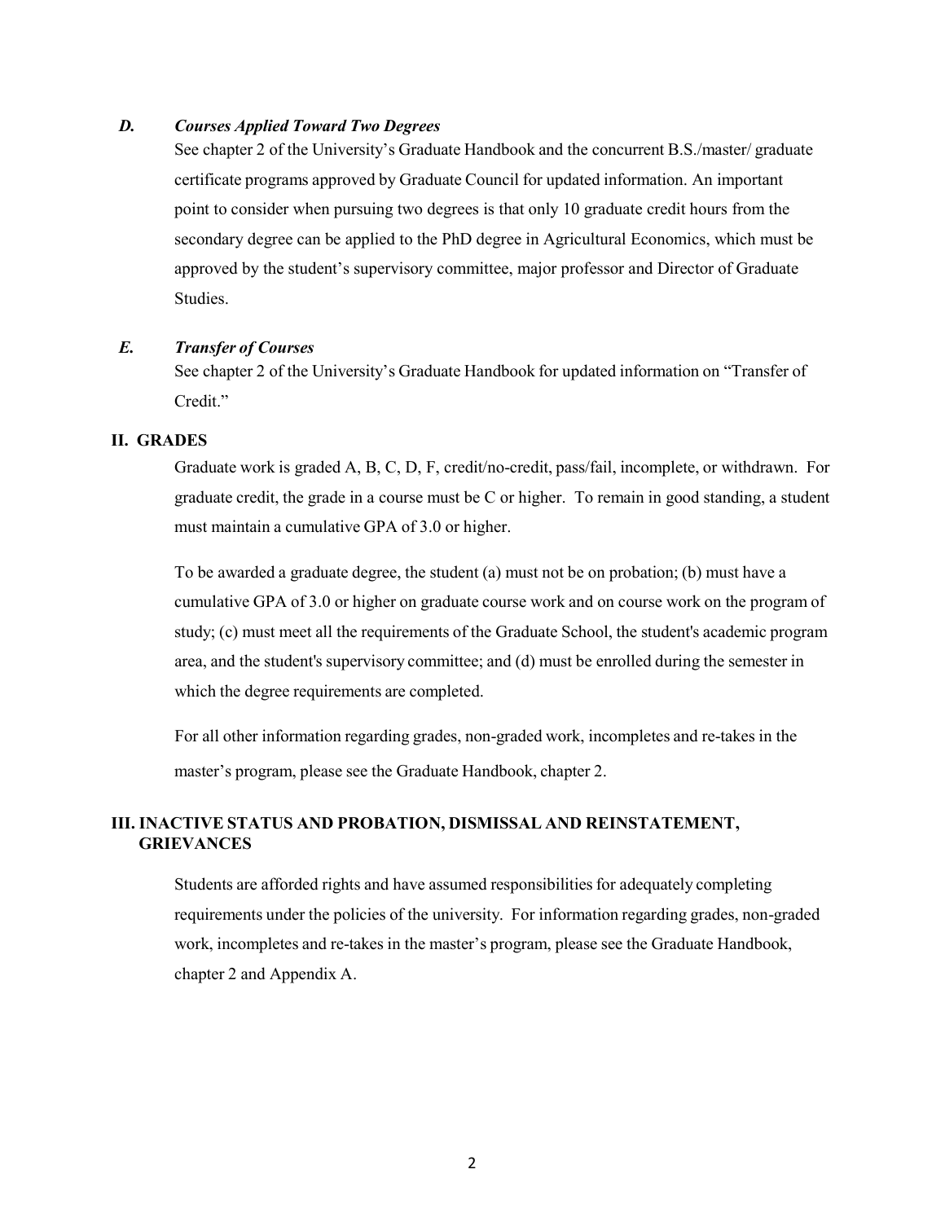### *D. Courses Applied Toward Two Degrees*

See chapter 2 of the University's Graduate Handbook and the concurrent B.S./master/ graduate certificate programs approved by Graduate Council for updated information. An important point to consider when pursuing two degrees is that only 10 graduate credit hours from the secondary degree can be applied to the PhD degree in Agricultural Economics, which must be approved by the student's supervisory committee, major professor and Director of Graduate Studies.

### *E. Transfer of Courses*

See chapter 2 of the University's Graduate Handbook for updated information on "Transfer of Credit."

## II. GRADES

Graduate work is graded A, B, C, D, F, credit/no-credit, pass/fail, incomplete, or withdrawn. For graduate credit, the grade in a course must be C or higher. To remain in good standing, a student must maintain a cumulative GPA of 3.0 or higher.

To be awarded a graduate degree, the student (a) must not be on probation; (b) must have a cumulative GPA of 3.0 or higher on graduate course work and on course work on the program of study; (c) must meet all the requirements of the Graduate School, the student's academic program area, and the student's supervisory committee; and (d) must be enrolled during the semester in which the degree requirements are completed.

For all other information regarding grades, non-graded work, incompletes and re-takes in the master's program, please see the Graduate Handbook, chapter 2.

## III. INACTIVE STATUS AND PROBATION, DISMISSAL AND REINSTATEMENT, GRIEVANCES

Students are afforded rights and have assumed responsibilities for adequately completing requirements under the policies of the university. For information regarding grades, non-graded work, incompletes and re-takes in the master's program, please see the Graduate Handbook, chapter 2 and Appendix A.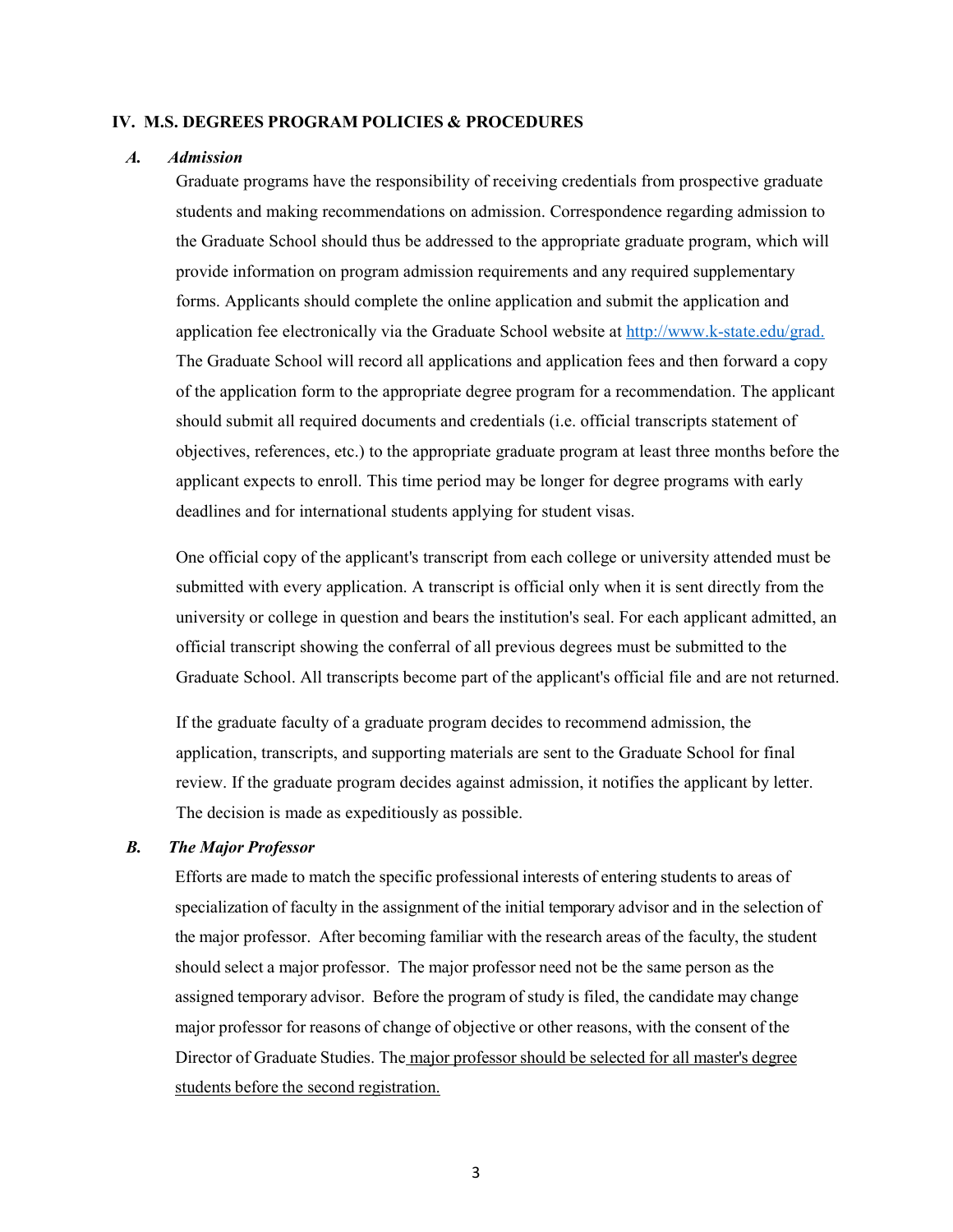## IV. M.S. DEGREES PROGRAM POLICIES & PROCEDURES

### *A. Admission*

Graduate programs have the responsibility of receiving credentials from prospective graduate students and making recommendations on admission. Correspondence regarding admission to the Graduate School should thus be addressed to the appropriate graduate program, which will provide information on program admission requirements and any required supplementary forms. Applicants should complete the online application and submit the application and application fee electronically via the Graduate School website at [http://www.k-state.edu/grad.](http://www.k-state.edu/grad) The Graduate School will record all applications and application fees and then forward a copy of the application form to the appropriate degree program for a recommendation. The applicant should submit all required documents and credentials (i.e. official transcripts statement of objectives, references, etc.) to the appropriate graduate program at least three months before the applicant expects to enroll. This time period may be longer for degree programs with early deadlines and for international students applying for student visas.

One official copy of the applicant's transcript from each college or university attended must be submitted with every application. A transcript is official only when it is sent directly from the university or college in question and bears the institution's seal. For each applicant admitted, an official transcript showing the conferral of all previous degrees must be submitted to the Graduate School. All transcripts become part of the applicant's official file and are not returned.

If the graduate faculty of a graduate program decides to recommend admission, the application, transcripts, and supporting materials are sent to the Graduate School for final review. If the graduate program decides against admission, it notifies the applicant by letter. The decision is made as expeditiously as possible.

### *B. The Major Professor*

Efforts are made to match the specific professional interests of entering students to areas of specialization of faculty in the assignment of the initial temporary advisor and in the selection of the major professor. After becoming familiar with the research areas of the faculty, the student should select a major professor. The major professor need not be the same person as the assigned temporary advisor. Before the program of study is filed, the candidate may change major professor for reasons of change of objective or other reasons, with the consent of the Director of Graduate Studies. The <u>major professor should be selected for all master's degree students before the second registration.</u>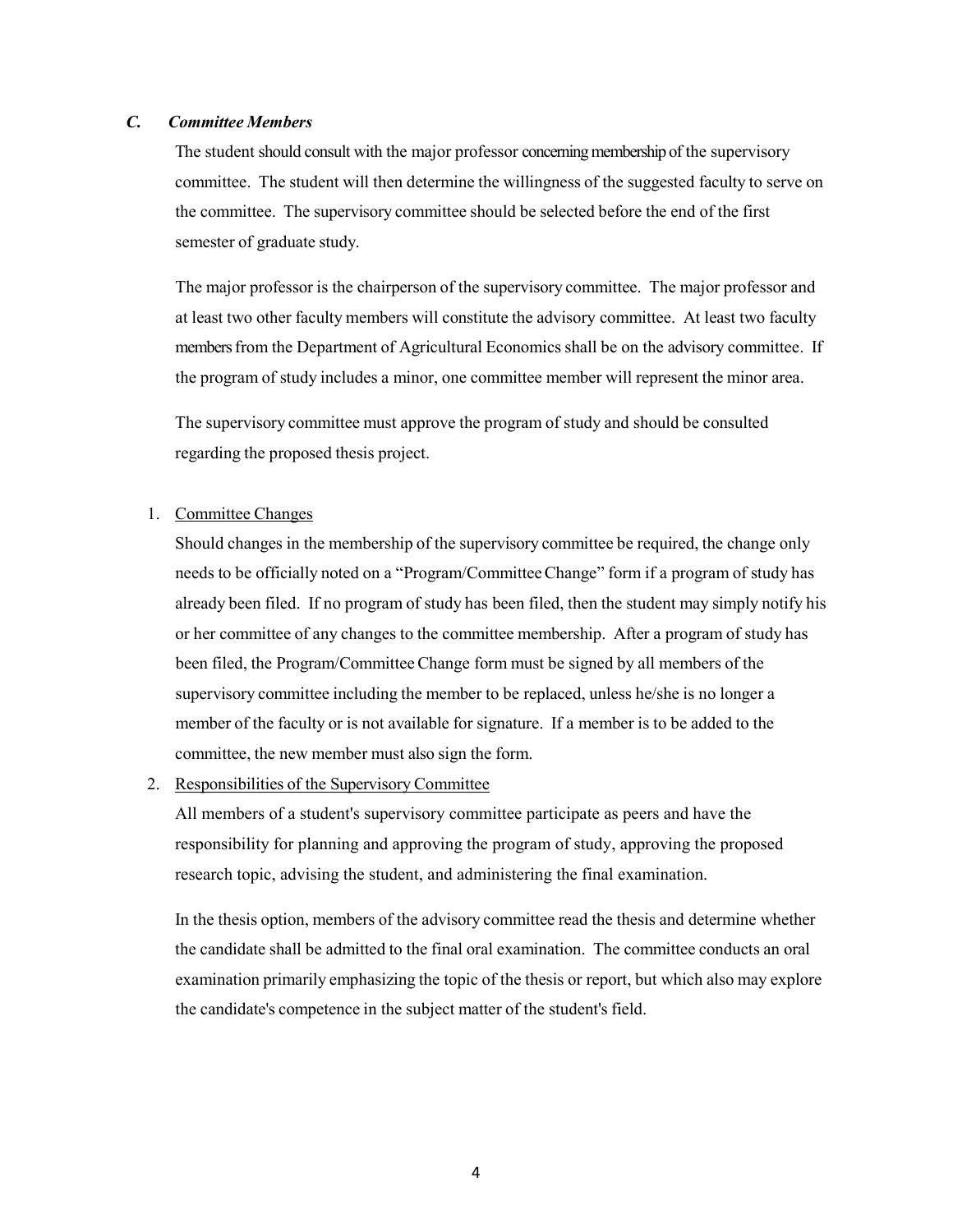### *C. Committee Members*

The student should consult with the major professor concerning membership of the supervisory committee. The student will then determine the willingness of the suggested faculty to serve on the committee. The supervisory committee should be selected before the end of the first semester of graduate study.

The major professor is the chairperson of the supervisory committee. The major professor and at least two other faculty members will constitute the advisory committee. At least two faculty members from the Department of Agricultural Economics shall be on the advisory committee. If the program of study includes a minor, one committee member will represent the minor area.

The supervisory committee must approve the program of study and should be consulted regarding the proposed thesis project.

1. <u>Committee Changes</u>

   Should changes in the membership of the supervisory committee be required, the change only needs to be officially noted on a "Program/Committee Change" form if a program of study has already been filed. If no program of study has been filed, then the student may simply notify his or her committee of any changes to the committee membership. After a program of study has been filed, the Program/Committee Change form must be signed by all members of the supervisory committee including the member to be replaced, unless he/she is no longer a member of the faculty or is not available for signature. If a member is to be added to the committee, the new member must also sign the form.

2. <u>Responsibilities of the Supervisory Committee</u>

   All members of a student's supervisory committee participate as peers and have the responsibility for planning and approving the program of study, approving the proposed research topic, advising the student, and administering the final examination.

   In the thesis option, members of the advisory committee read the thesis and determine whether the candidate shall be admitted to the final oral examination. The committee conducts an oral examination primarily emphasizing the topic of the thesis or report, but which also may explore the candidate's competence in the subject matter of the student's field.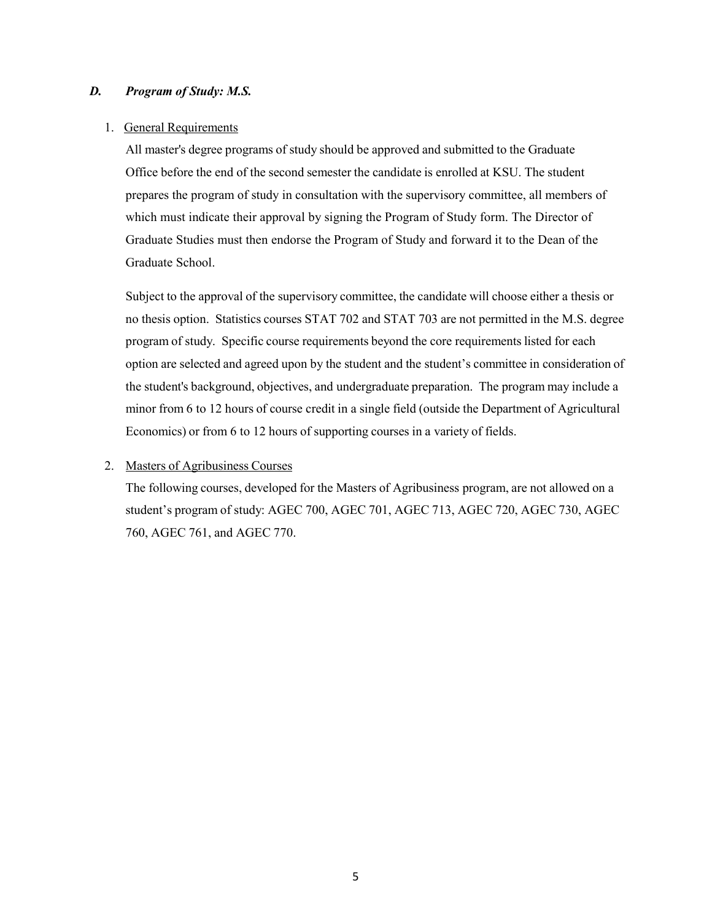### *D. Program of Study: M.S.*

1. General Requirements

   All master's degree programs of study should be approved and submitted to the Graduate Office before the end of the second semester the candidate is enrolled at KSU. The student prepares the program of study in consultation with the supervisory committee, all members of which must indicate their approval by signing the Program of Study form. The Director of Graduate Studies must then endorse the Program of Study and forward it to the Dean of the Graduate School.

   Subject to the approval of the supervisory committee, the candidate will choose either a thesis or no thesis option. Statistics courses STAT 702 and STAT 703 are not permitted in the M.S. degree program of study. Specific course requirements beyond the core requirements listed for each option are selected and agreed upon by the student and the student's committee in consideration of the student's background, objectives, and undergraduate preparation. The program may include a minor from 6 to 12 hours of course credit in a single field (outside the Department of Agricultural Economics) or from 6 to 12 hours of supporting courses in a variety of fields.

2. Masters of Agribusiness Courses

   The following courses, developed for the Masters of Agribusiness program, are not allowed on a student's program of study: AGEC 700, AGEC 701, AGEC 713, AGEC 720, AGEC 730, AGEC 760, AGEC 761, and AGEC 770.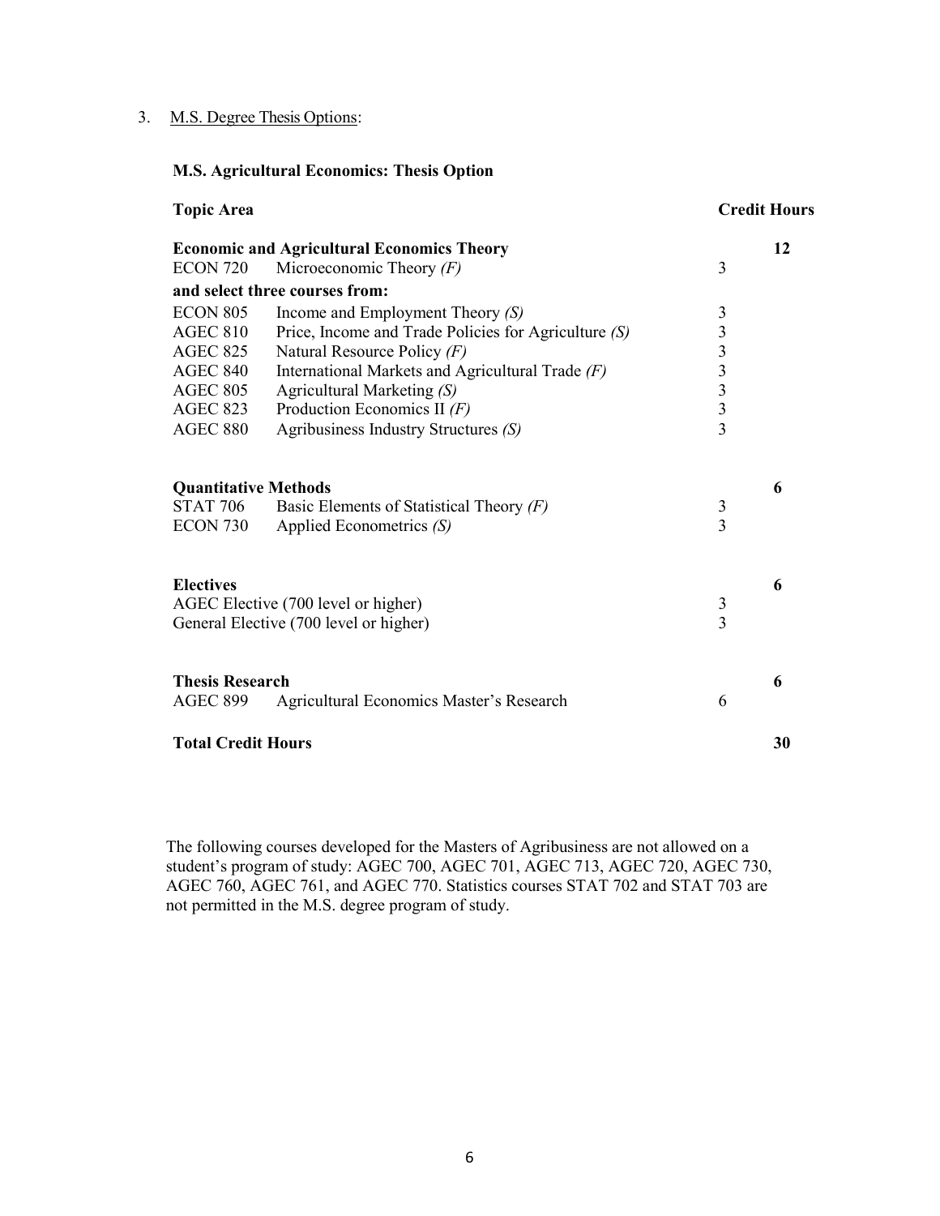3. M.S. Degree Thesis Options:

**M.S. Agricultural Economics: Thesis Option**

| **Topic Area** | | | **Credit Hours** |
|---|---|---|---|
| **Economic and Agricultural Economics Theory** | | | **12** |
| ECON 720 | Microeconomic Theory *(F)* | 3 | |
| **and select three courses from:** | | | |
| ECON 805 | Income and Employment Theory *(S)* | 3 | |
| AGEC 810 | Price, Income and Trade Policies for Agriculture *(S)* | 3 | |
| AGEC 825 | Natural Resource Policy *(F)* | 3 | |
| AGEC 840 | International Markets and Agricultural Trade *(F)* | 3 | |
| AGEC 805 | Agricultural Marketing *(S)* | 3 | |
| AGEC 823 | Production Economics II *(F)* | 3 | |
| AGEC 880 | Agribusiness Industry Structures *(S)* | 3 | |
| **Quantitative Methods** | | | **6** |
| STAT 706 | Basic Elements of Statistical Theory *(F)* | 3 | |
| ECON 730 | Applied Econometrics *(S)* | 3 | |
| **Electives** | | | **6** |
| AGEC Elective (700 level or higher) | | 3 | |
| General Elective (700 level or higher) | | 3 | |
| **Thesis Research** | | | **6** |
| AGEC 899 | Agricultural Economics Master's Research | 6 | |
| **Total Credit Hours** | | | **30** |

The following courses developed for the Masters of Agribusiness are not allowed on a student's program of study: AGEC 700, AGEC 701, AGEC 713, AGEC 720, AGEC 730, AGEC 760, AGEC 761, and AGEC 770. Statistics courses STAT 702 and STAT 703 are not permitted in the M.S. degree program of study.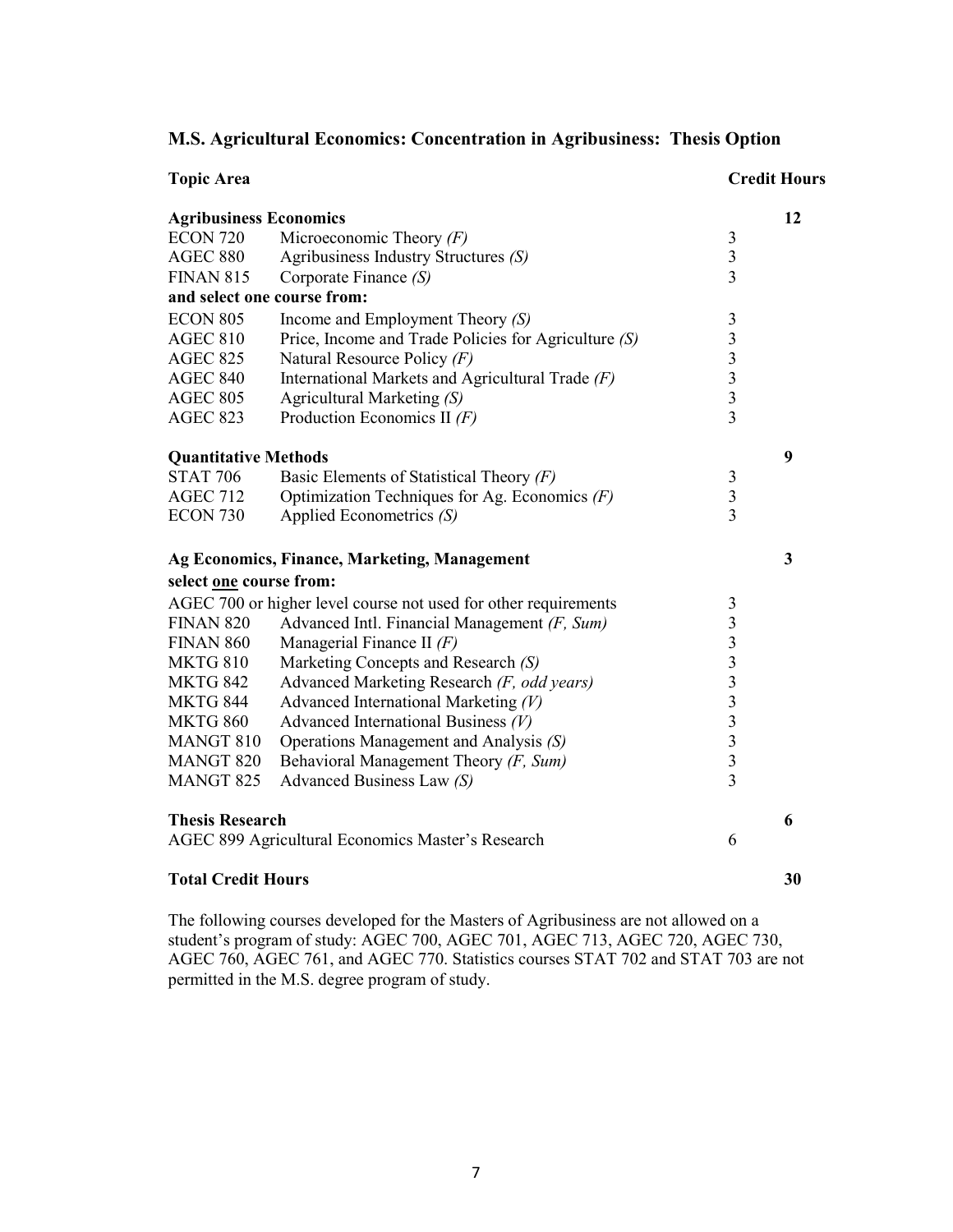## M.S. Agricultural Economics: Concentration in Agribusiness: Thesis Option

| Topic Area | | | Credit Hours |
|---|---|---|---|
| **Agribusiness Economics** | | | **12** |
| ECON 720 | Microeconomic Theory *(F)* | 3 | |
| AGEC 880 | Agribusiness Industry Structures *(S)* | 3 | |
| FINAN 815 | Corporate Finance *(S)* | 3 | |
| **and select one course from:** | | | |
| ECON 805 | Income and Employment Theory *(S)* | 3 | |
| AGEC 810 | Price, Income and Trade Policies for Agriculture *(S)* | 3 | |
| AGEC 825 | Natural Resource Policy *(F)* | 3 | |
| AGEC 840 | International Markets and Agricultural Trade *(F)* | 3 | |
| AGEC 805 | Agricultural Marketing *(S)* | 3 | |
| AGEC 823 | Production Economics II *(F)* | 3 | |
| **Quantitative Methods** | | | **9** |
| STAT 706 | Basic Elements of Statistical Theory *(F)* | 3 | |
| AGEC 712 | Optimization Techniques for Ag. Economics *(F)* | 3 | |
| ECON 730 | Applied Econometrics *(S)* | 3 | |
| **Ag Economics, Finance, Marketing, Management** | | | **3** |
| **select one course from:** | | | |
| AGEC 700 or higher level course not used for other requirements | | 3 | |
| FINAN 820 | Advanced Intl. Financial Management *(F, Sum)* | 3 | |
| FINAN 860 | Managerial Finance II *(F)* | 3 | |
| MKTG 810 | Marketing Concepts and Research *(S)* | 3 | |
| MKTG 842 | Advanced Marketing Research *(F, odd years)* | 3 | |
| MKTG 844 | Advanced International Marketing *(V)* | 3 | |
| MKTG 860 | Advanced International Business *(V)* | 3 | |
| MANGT 810 | Operations Management and Analysis *(S)* | 3 | |
| MANGT 820 | Behavioral Management Theory *(F, Sum)* | 3 | |
| MANGT 825 | Advanced Business Law *(S)* | 3 | |
| **Thesis Research** | | | **6** |
| AGEC 899 Agricultural Economics Master's Research | | 6 | |
| **Total Credit Hours** | | | **30** |

The following courses developed for the Masters of Agribusiness are not allowed on a student's program of study: AGEC 700, AGEC 701, AGEC 713, AGEC 720, AGEC 730, AGEC 760, AGEC 761, and AGEC 770. Statistics courses STAT 702 and STAT 703 are not permitted in the M.S. degree program of study.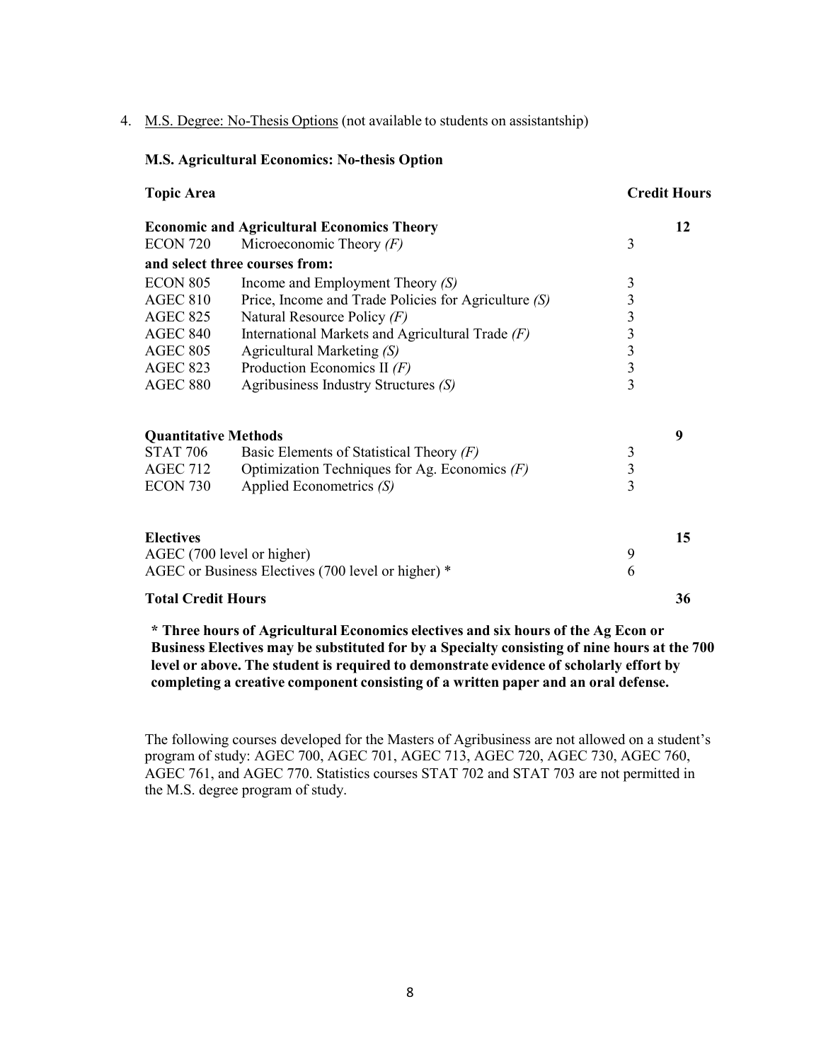4. <u>M.S. Degree: No-Thesis Options</u> (not available to students on assistantship)

**M.S. Agricultural Economics: No-thesis Option**

| **Topic Area** | | | **Credit Hours** |
|---|---|---|---|
| **Economic and Agricultural Economics Theory** | | | **12** |
| ECON 720 | Microeconomic Theory *(F)* | 3 | |
| **and select three courses from:** | | | |
| ECON 805 | Income and Employment Theory *(S)* | 3 | |
| AGEC 810 | Price, Income and Trade Policies for Agriculture *(S)* | 3 | |
| AGEC 825 | Natural Resource Policy *(F)* | 3 | |
| AGEC 840 | International Markets and Agricultural Trade *(F)* | 3 | |
| AGEC 805 | Agricultural Marketing *(S)* | 3 | |
| AGEC 823 | Production Economics II *(F)* | 3 | |
| AGEC 880 | Agribusiness Industry Structures *(S)* | 3 | |
| **Quantitative Methods** | | | **9** |
| STAT 706 | Basic Elements of Statistical Theory *(F)* | 3 | |
| AGEC 712 | Optimization Techniques for Ag. Economics *(F)* | 3 | |
| ECON 730 | Applied Econometrics *(S)* | 3 | |
| **Electives** | | | **15** |
| AGEC (700 level or higher) | | 9 | |
| AGEC or Business Electives (700 level or higher) * | | 6 | |
| **Total Credit Hours** | | | **36** |

**\* Three hours of Agricultural Economics electives and six hours of the Ag Econ or Business Electives may be substituted for by a Specialty consisting of nine hours at the 700 level or above. The student is required to demonstrate evidence of scholarly effort by completing a creative component consisting of a written paper and an oral defense.**

The following courses developed for the Masters of Agribusiness are not allowed on a student's program of study: AGEC 700, AGEC 701, AGEC 713, AGEC 720, AGEC 730, AGEC 760, AGEC 761, and AGEC 770. Statistics courses STAT 702 and STAT 703 are not permitted in the M.S. degree program of study.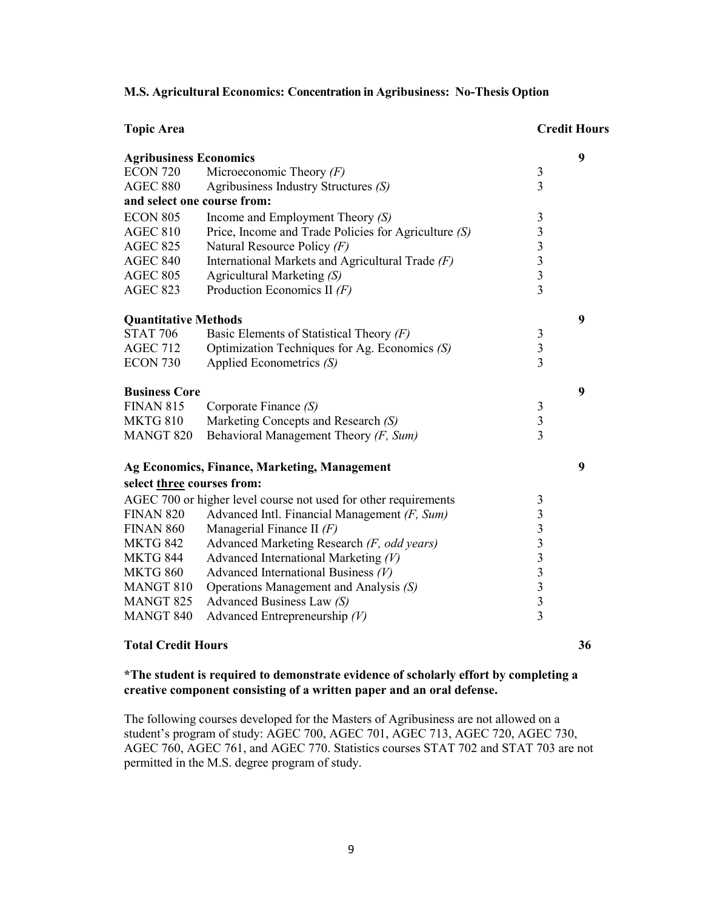**M.S. Agricultural Economics: Concentration in Agribusiness: No-Thesis Option**

| Topic Area | | | Credit Hours |
|---|---|---|---|
| **Agribusiness Economics** | | | **9** |
| ECON 720 | Microeconomic Theory *(F)* | 3 | |
| AGEC 880 | Agribusiness Industry Structures *(S)* | 3 | |
| **and select one course from:** | | | |
| ECON 805 | Income and Employment Theory *(S)* | 3 | |
| AGEC 810 | Price, Income and Trade Policies for Agriculture *(S)* | 3 | |
| AGEC 825 | Natural Resource Policy *(F)* | 3 | |
| AGEC 840 | International Markets and Agricultural Trade *(F)* | 3 | |
| AGEC 805 | Agricultural Marketing *(S)* | 3 | |
| AGEC 823 | Production Economics II *(F)* | 3 | |
| **Quantitative Methods** | | | **9** |
| STAT 706 | Basic Elements of Statistical Theory *(F)* | 3 | |
| AGEC 712 | Optimization Techniques for Ag. Economics *(S)* | 3 | |
| ECON 730 | Applied Econometrics *(S)* | 3 | |
| **Business Core** | | | **9** |
| FINAN 815 | Corporate Finance *(S)* | 3 | |
| MKTG 810 | Marketing Concepts and Research *(S)* | 3 | |
| MANGT 820 | Behavioral Management Theory *(F, Sum)* | 3 | |
| **Ag Economics, Finance, Marketing, Management** | | | **9** |
| **select <u>three</u> courses from:** | | | |
| AGEC 700 or higher level course not used for other requirements | | 3 | |
| FINAN 820 | Advanced Intl. Financial Management *(F, Sum)* | 3 | |
| FINAN 860 | Managerial Finance II *(F)* | 3 | |
| MKTG 842 | Advanced Marketing Research *(F, odd years)* | 3 | |
| MKTG 844 | Advanced International Marketing *(V)* | 3 | |
| MKTG 860 | Advanced International Business *(V)* | 3 | |
| MANGT 810 | Operations Management and Analysis *(S)* | 3 | |
| MANGT 825 | Advanced Business Law *(S)* | 3 | |
| MANGT 840 | Advanced Entrepreneurship *(V)* | 3 | |
| **Total Credit Hours** | | | **36** |

**\*The student is required to demonstrate evidence of scholarly effort by completing a creative component consisting of a written paper and an oral defense.**

The following courses developed for the Masters of Agribusiness are not allowed on a student's program of study: AGEC 700, AGEC 701, AGEC 713, AGEC 720, AGEC 730, AGEC 760, AGEC 761, and AGEC 770. Statistics courses STAT 702 and STAT 703 are not permitted in the M.S. degree program of study.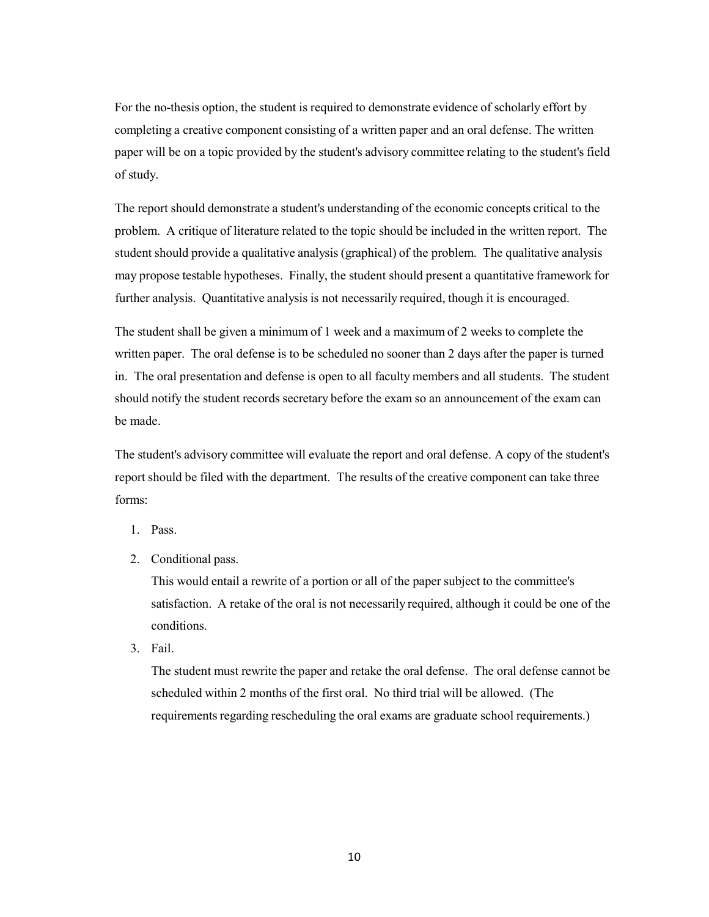For the no-thesis option, the student is required to demonstrate evidence of scholarly effort by completing a creative component consisting of a written paper and an oral defense. The written paper will be on a topic provided by the student's advisory committee relating to the student's field of study.

The report should demonstrate a student's understanding of the economic concepts critical to the problem. A critique of literature related to the topic should be included in the written report. The student should provide a qualitative analysis (graphical) of the problem. The qualitative analysis may propose testable hypotheses. Finally, the student should present a quantitative framework for further analysis. Quantitative analysis is not necessarily required, though it is encouraged.

The student shall be given a minimum of 1 week and a maximum of 2 weeks to complete the written paper. The oral defense is to be scheduled no sooner than 2 days after the paper is turned in. The oral presentation and defense is open to all faculty members and all students. The student should notify the student records secretary before the exam so an announcement of the exam can be made.

The student's advisory committee will evaluate the report and oral defense. A copy of the student's report should be filed with the department. The results of the creative component can take three forms:

1. Pass.
2. Conditional pass.

   This would entail a rewrite of a portion or all of the paper subject to the committee's satisfaction. A retake of the oral is not necessarily required, although it could be one of the conditions.
3. Fail.

   The student must rewrite the paper and retake the oral defense. The oral defense cannot be scheduled within 2 months of the first oral. No third trial will be allowed. (The requirements regarding rescheduling the oral exams are graduate school requirements.)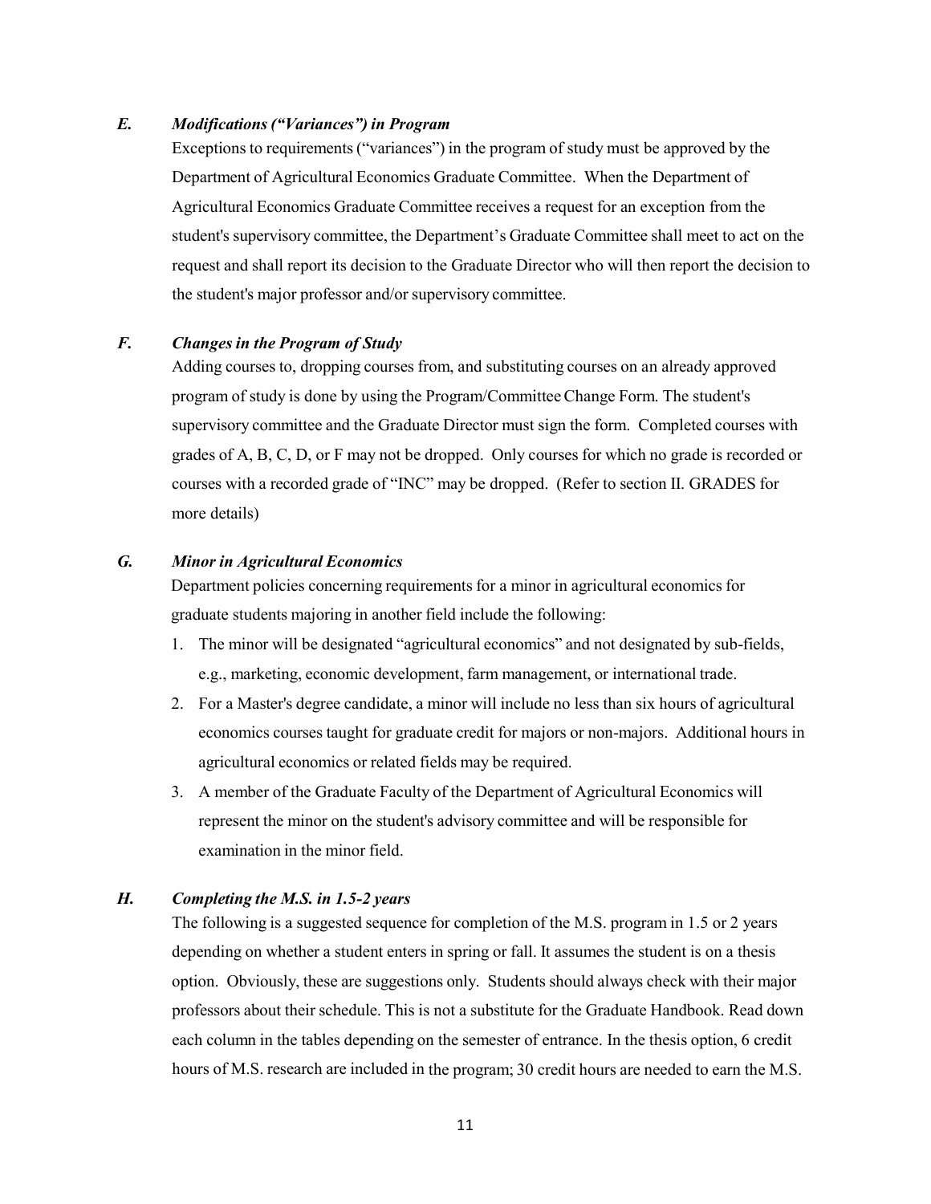### *E. Modifications ("Variances") in Program*

Exceptions to requirements ("variances") in the program of study must be approved by the Department of Agricultural Economics Graduate Committee. When the Department of Agricultural Economics Graduate Committee receives a request for an exception from the student's supervisory committee, the Department's Graduate Committee shall meet to act on the request and shall report its decision to the Graduate Director who will then report the decision to the student's major professor and/or supervisory committee.

### *F. Changes in the Program of Study*

Adding courses to, dropping courses from, and substituting courses on an already approved program of study is done by using the Program/Committee Change Form. The student's supervisory committee and the Graduate Director must sign the form. Completed courses with grades of A, B, C, D, or F may not be dropped. Only courses for which no grade is recorded or courses with a recorded grade of "INC" may be dropped. (Refer to section II. GRADES for more details)

### *G. Minor in Agricultural Economics*

Department policies concerning requirements for a minor in agricultural economics for graduate students majoring in another field include the following:

1. The minor will be designated "agricultural economics" and not designated by sub-fields, e.g., marketing, economic development, farm management, or international trade.
2. For a Master's degree candidate, a minor will include no less than six hours of agricultural economics courses taught for graduate credit for majors or non-majors. Additional hours in agricultural economics or related fields may be required.
3. A member of the Graduate Faculty of the Department of Agricultural Economics will represent the minor on the student's advisory committee and will be responsible for examination in the minor field.

### *H. Completing the M.S. in 1.5-2 years*

The following is a suggested sequence for completion of the M.S. program in 1.5 or 2 years depending on whether a student enters in spring or fall. It assumes the student is on a thesis option. Obviously, these are suggestions only. Students should always check with their major professors about their schedule. This is not a substitute for the Graduate Handbook. Read down each column in the tables depending on the semester of entrance. In the thesis option, 6 credit hours of M.S. research are included in the program; 30 credit hours are needed to earn the M.S.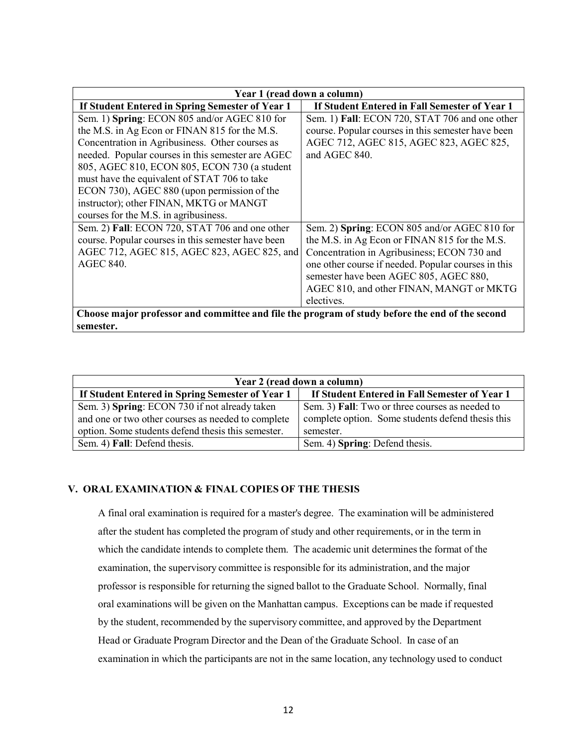| Year 1 (read down a column) | |
|---|---|
| **If Student Entered in Spring Semester of Year 1** | **If Student Entered in Fall Semester of Year 1** |
| Sem. 1) **Spring**: ECON 805 and/or AGEC 810 for the M.S. in Ag Econ or FINAN 815 for the M.S. Concentration in Agribusiness. Other courses as needed. Popular courses in this semester are AGEC 805, AGEC 810, ECON 805, ECON 730 (a student must have the equivalent of STAT 706 to take ECON 730), AGEC 880 (upon permission of the instructor); other FINAN, MKTG or MANGT courses for the M.S. in agribusiness. | Sem. 1) **Fall**: ECON 720, STAT 706 and one other course. Popular courses in this semester have been AGEC 712, AGEC 815, AGEC 823, AGEC 825, and AGEC 840. |
| Sem. 2) **Fall**: ECON 720, STAT 706 and one other course. Popular courses in this semester have been AGEC 712, AGEC 815, AGEC 823, AGEC 825, and AGEC 840. | Sem. 2) **Spring**: ECON 805 and/or AGEC 810 for the M.S. in Ag Econ or FINAN 815 for the M.S. Concentration in Agribusiness; ECON 730 and one other course if needed. Popular courses in this semester have been AGEC 805, AGEC 880, AGEC 810, and other FINAN, MANGT or MKTG electives. |
| **Choose major professor and committee and file the program of study before the end of the second semester.** | |

| Year 2 (read down a column) | |
|---|---|
| **If Student Entered in Spring Semester of Year 1** | **If Student Entered in Fall Semester of Year 1** |
| Sem. 3) **Spring**: ECON 730 if not already taken and one or two other courses as needed to complete option. Some students defend thesis this semester. | Sem. 3) **Fall**: Two or three courses as needed to complete option. Some students defend thesis this semester. |
| Sem. 4) **Fall**: Defend thesis. | Sem. 4) **Spring**: Defend thesis. |

## V. ORAL EXAMINATION & FINAL COPIES OF THE THESIS

A final oral examination is required for a master's degree. The examination will be administered after the student has completed the program of study and other requirements, or in the term in which the candidate intends to complete them. The academic unit determines the format of the examination, the supervisory committee is responsible for its administration, and the major professor is responsible for returning the signed ballot to the Graduate School. Normally, final oral examinations will be given on the Manhattan campus. Exceptions can be made if requested by the student, recommended by the supervisory committee, and approved by the Department Head or Graduate Program Director and the Dean of the Graduate School. In case of an examination in which the participants are not in the same location, any technology used to conduct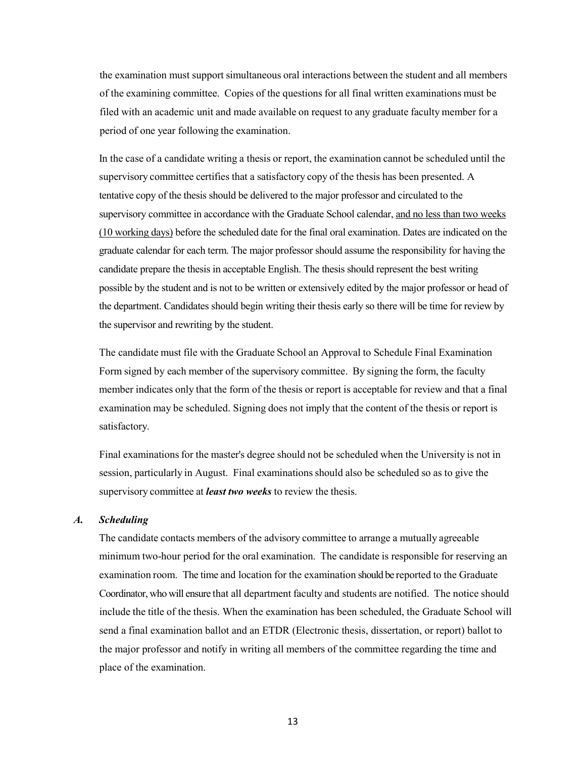the examination must support simultaneous oral interactions between the student and all members of the examining committee. Copies of the questions for all final written examinations must be filed with an academic unit and made available on request to any graduate faculty member for a period of one year following the examination.

In the case of a candidate writing a thesis or report, the examination cannot be scheduled until the supervisory committee certifies that a satisfactory copy of the thesis has been presented. A tentative copy of the thesis should be delivered to the major professor and circulated to the supervisory committee in accordance with the Graduate School calendar, <u>and no less than two weeks (10 working days)</u> before the scheduled date for the final oral examination. Dates are indicated on the graduate calendar for each term. The major professor should assume the responsibility for having the candidate prepare the thesis in acceptable English. The thesis should represent the best writing possible by the student and is not to be written or extensively edited by the major professor or head of the department. Candidates should begin writing their thesis early so there will be time for review by the supervisor and rewriting by the student.

The candidate must file with the Graduate School an Approval to Schedule Final Examination Form signed by each member of the supervisory committee. By signing the form, the faculty member indicates only that the form of the thesis or report is acceptable for review and that a final examination may be scheduled. Signing does not imply that the content of the thesis or report is satisfactory.

Final examinations for the master's degree should not be scheduled when the University is not in session, particularly in August. Final examinations should also be scheduled so as to give the supervisory committee at ***least two weeks*** to review the thesis.

### *A. Scheduling*

The candidate contacts members of the advisory committee to arrange a mutually agreeable minimum two-hour period for the oral examination. The candidate is responsible for reserving an examination room. The time and location for the examination should be reported to the Graduate Coordinator, who will ensure that all department faculty and students are notified. The notice should include the title of the thesis. When the examination has been scheduled, the Graduate School will send a final examination ballot and an ETDR (Electronic thesis, dissertation, or report) ballot to the major professor and notify in writing all members of the committee regarding the time and place of the examination.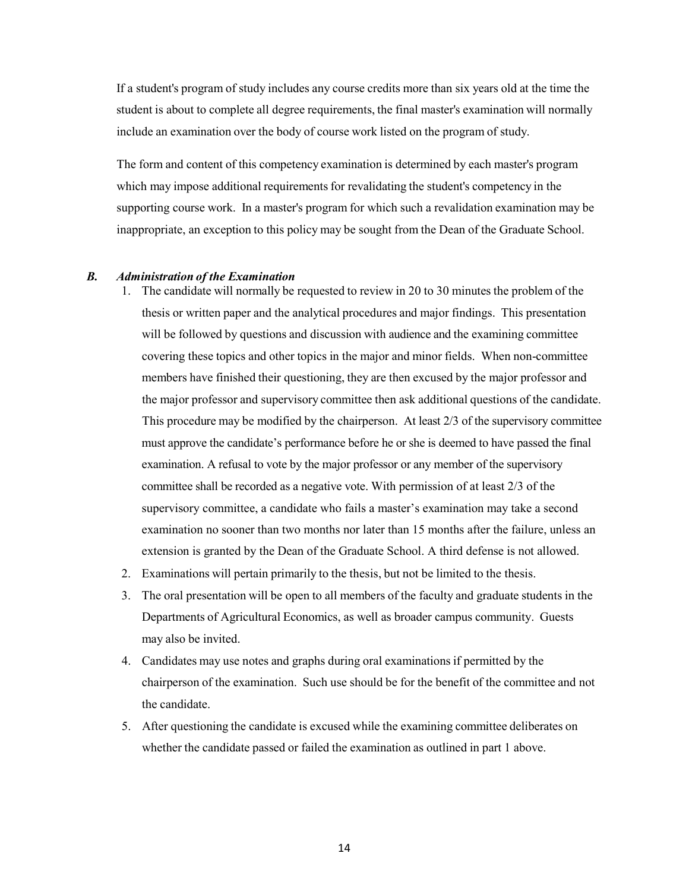If a student's program of study includes any course credits more than six years old at the time the student is about to complete all degree requirements, the final master's examination will normally include an examination over the body of course work listed on the program of study.

The form and content of this competency examination is determined by each master's program which may impose additional requirements for revalidating the student's competency in the supporting course work. In a master's program for which such a revalidation examination may be inappropriate, an exception to this policy may be sought from the Dean of the Graduate School.

### *B. Administration of the Examination*

1. The candidate will normally be requested to review in 20 to 30 minutes the problem of the thesis or written paper and the analytical procedures and major findings. This presentation will be followed by questions and discussion with audience and the examining committee covering these topics and other topics in the major and minor fields. When non-committee members have finished their questioning, they are then excused by the major professor and the major professor and supervisory committee then ask additional questions of the candidate. This procedure may be modified by the chairperson. At least 2/3 of the supervisory committee must approve the candidate's performance before he or she is deemed to have passed the final examination. A refusal to vote by the major professor or any member of the supervisory committee shall be recorded as a negative vote. With permission of at least 2/3 of the supervisory committee, a candidate who fails a master's examination may take a second examination no sooner than two months nor later than 15 months after the failure, unless an extension is granted by the Dean of the Graduate School. A third defense is not allowed.
2. Examinations will pertain primarily to the thesis, but not be limited to the thesis.
3. The oral presentation will be open to all members of the faculty and graduate students in the Departments of Agricultural Economics, as well as broader campus community. Guests may also be invited.
4. Candidates may use notes and graphs during oral examinations if permitted by the chairperson of the examination. Such use should be for the benefit of the committee and not the candidate.
5. After questioning the candidate is excused while the examining committee deliberates on whether the candidate passed or failed the examination as outlined in part 1 above.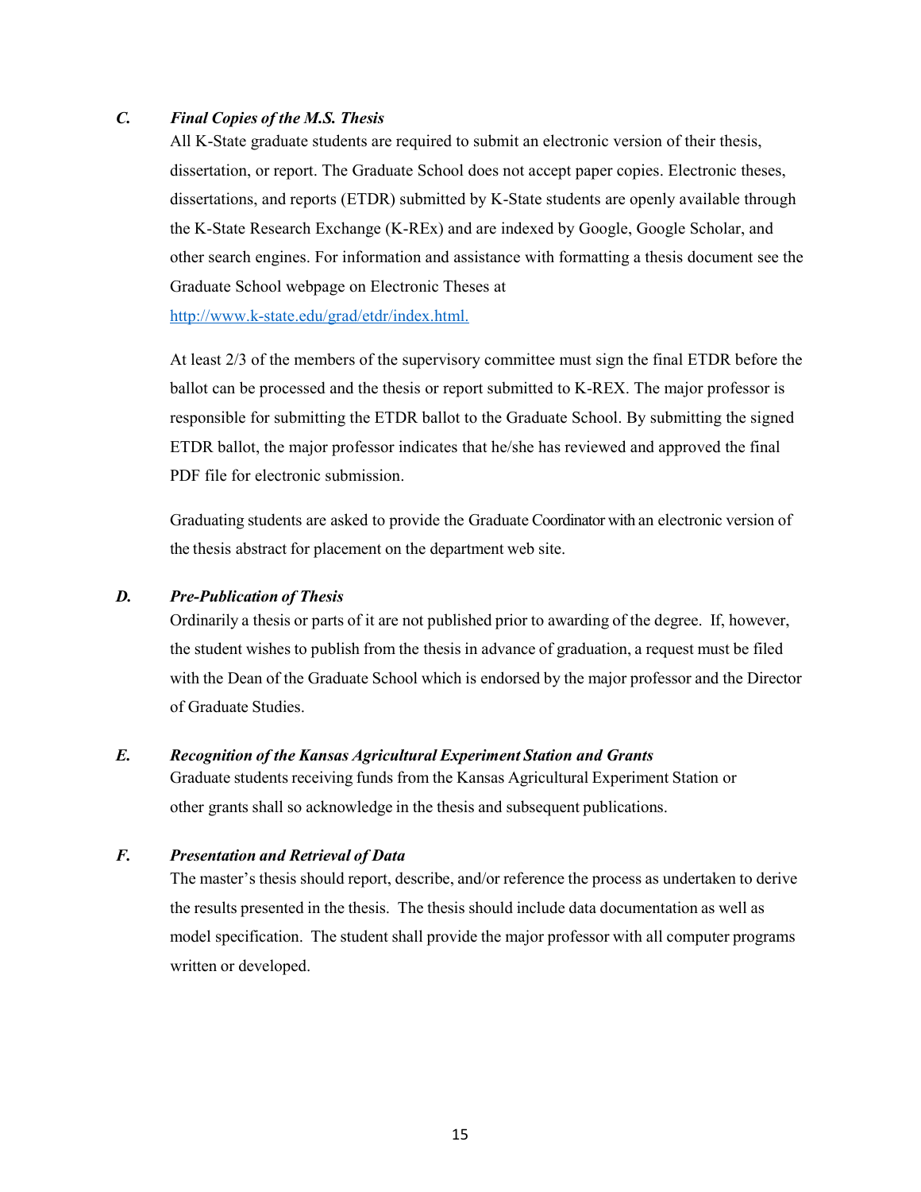### *C. Final Copies of the M.S. Thesis*

All K-State graduate students are required to submit an electronic version of their thesis, dissertation, or report. The Graduate School does not accept paper copies. Electronic theses, dissertations, and reports (ETDR) submitted by K-State students are openly available through the K-State Research Exchange (K-REx) and are indexed by Google, Google Scholar, and other search engines. For information and assistance with formatting a thesis document see the Graduate School webpage on Electronic Theses at [http://www.k-state.edu/grad/etdr/index.html.](http://www.k-state.edu/grad/etdr/index.html)

At least 2/3 of the members of the supervisory committee must sign the final ETDR before the ballot can be processed and the thesis or report submitted to K-REX. The major professor is responsible for submitting the ETDR ballot to the Graduate School. By submitting the signed ETDR ballot, the major professor indicates that he/she has reviewed and approved the final PDF file for electronic submission.

Graduating students are asked to provide the Graduate Coordinator with an electronic version of the thesis abstract for placement on the department web site.

### *D. Pre-Publication of Thesis*

Ordinarily a thesis or parts of it are not published prior to awarding of the degree. If, however, the student wishes to publish from the thesis in advance of graduation, a request must be filed with the Dean of the Graduate School which is endorsed by the major professor and the Director of Graduate Studies.

### *E. Recognition of the Kansas Agricultural Experiment Station and Grants*

Graduate students receiving funds from the Kansas Agricultural Experiment Station or other grants shall so acknowledge in the thesis and subsequent publications.

### *F. Presentation and Retrieval of Data*

The master's thesis should report, describe, and/or reference the process as undertaken to derive the results presented in the thesis. The thesis should include data documentation as well as model specification. The student shall provide the major professor with all computer programs written or developed.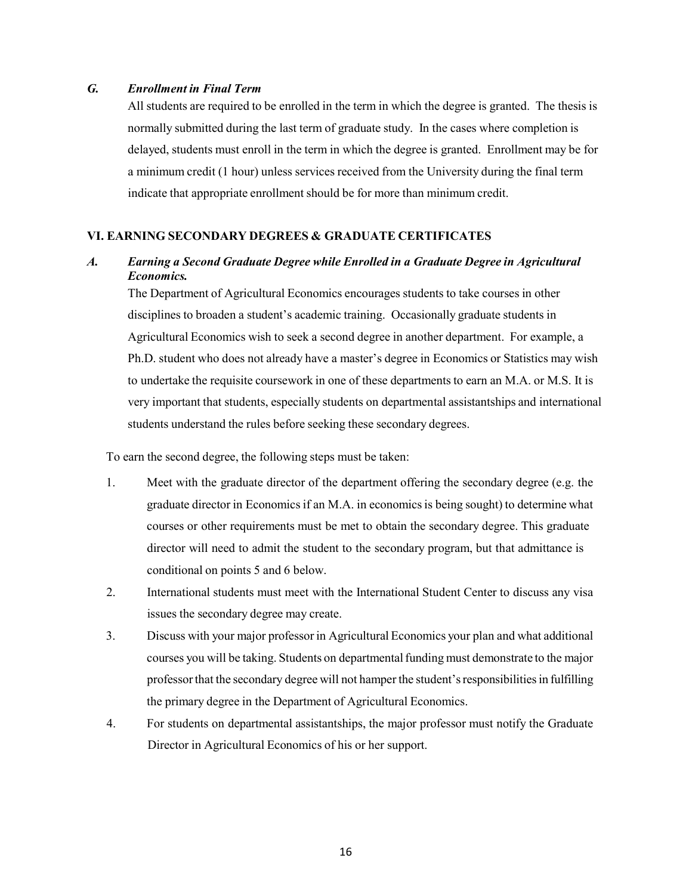### *G. Enrollment in Final Term*

All students are required to be enrolled in the term in which the degree is granted. The thesis is normally submitted during the last term of graduate study. In the cases where completion is delayed, students must enroll in the term in which the degree is granted. Enrollment may be for a minimum credit (1 hour) unless services received from the University during the final term indicate that appropriate enrollment should be for more than minimum credit.

## VI. EARNING SECONDARY DEGREES & GRADUATE CERTIFICATES

### *A. Earning a Second Graduate Degree while Enrolled in a Graduate Degree in Agricultural Economics.*

The Department of Agricultural Economics encourages students to take courses in other disciplines to broaden a student's academic training. Occasionally graduate students in Agricultural Economics wish to seek a second degree in another department. For example, a Ph.D. student who does not already have a master's degree in Economics or Statistics may wish to undertake the requisite coursework in one of these departments to earn an M.A. or M.S. It is very important that students, especially students on departmental assistantships and international students understand the rules before seeking these secondary degrees.

To earn the second degree, the following steps must be taken:

1. Meet with the graduate director of the department offering the secondary degree (e.g. the graduate director in Economics if an M.A. in economics is being sought) to determine what courses or other requirements must be met to obtain the secondary degree. This graduate director will need to admit the student to the secondary program, but that admittance is conditional on points 5 and 6 below.
2. International students must meet with the International Student Center to discuss any visa issues the secondary degree may create.
3. Discuss with your major professor in Agricultural Economics your plan and what additional courses you will be taking. Students on departmental funding must demonstrate to the major professor that the secondary degree will not hamper the student's responsibilities in fulfilling the primary degree in the Department of Agricultural Economics.
4. For students on departmental assistantships, the major professor must notify the Graduate Director in Agricultural Economics of his or her support.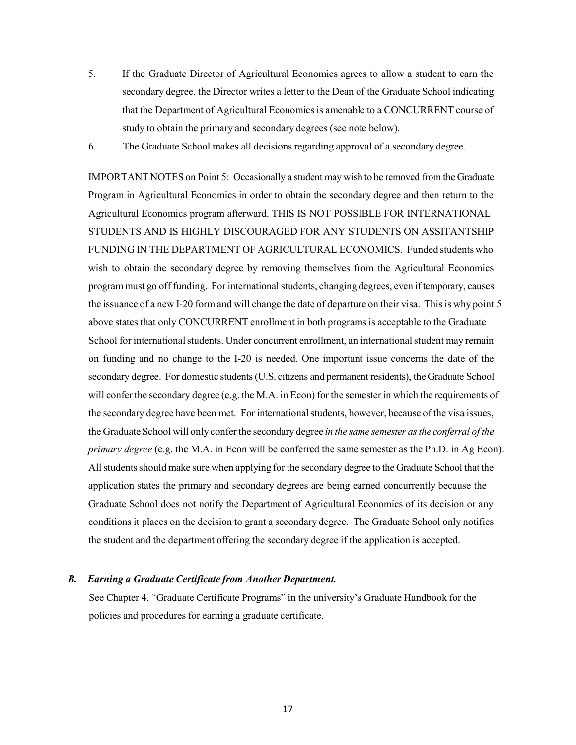5. If the Graduate Director of Agricultural Economics agrees to allow a student to earn the secondary degree, the Director writes a letter to the Dean of the Graduate School indicating that the Department of Agricultural Economics is amenable to a CONCURRENT course of study to obtain the primary and secondary degrees (see note below).
6. The Graduate School makes all decisions regarding approval of a secondary degree.

IMPORTANT NOTES on Point 5: Occasionally a student may wish to be removed from the Graduate Program in Agricultural Economics in order to obtain the secondary degree and then return to the Agricultural Economics program afterward. THIS IS NOT POSSIBLE FOR INTERNATIONAL STUDENTS AND IS HIGHLY DISCOURAGED FOR ANY STUDENTS ON ASSITANTSHIP FUNDING IN THE DEPARTMENT OF AGRICULTURAL ECONOMICS. Funded students who wish to obtain the secondary degree by removing themselves from the Agricultural Economics program must go off funding. For international students, changing degrees, even if temporary, causes the issuance of a new I-20 form and will change the date of departure on their visa. This is why point 5 above states that only CONCURRENT enrollment in both programs is acceptable to the Graduate School for international students. Under concurrent enrollment, an international student may remain on funding and no change to the I-20 is needed. One important issue concerns the date of the secondary degree. For domestic students (U.S. citizens and permanent residents), the Graduate School will confer the secondary degree (e.g. the M.A. in Econ) for the semester in which the requirements of the secondary degree have been met. For international students, however, because of the visa issues, the Graduate School will only confer the secondary degree *in the same semester as the conferral of the primary degree* (e.g. the M.A. in Econ will be conferred the same semester as the Ph.D. in Ag Econ). All students should make sure when applying for the secondary degree to the Graduate School that the application states the primary and secondary degrees are being earned concurrently because the Graduate School does not notify the Department of Agricultural Economics of its decision or any conditions it places on the decision to grant a secondary degree. The Graduate School only notifies the student and the department offering the secondary degree if the application is accepted.

### *B. Earning a Graduate Certificate from Another Department.*

See Chapter 4, "Graduate Certificate Programs" in the university's Graduate Handbook for the policies and procedures for earning a graduate certificate.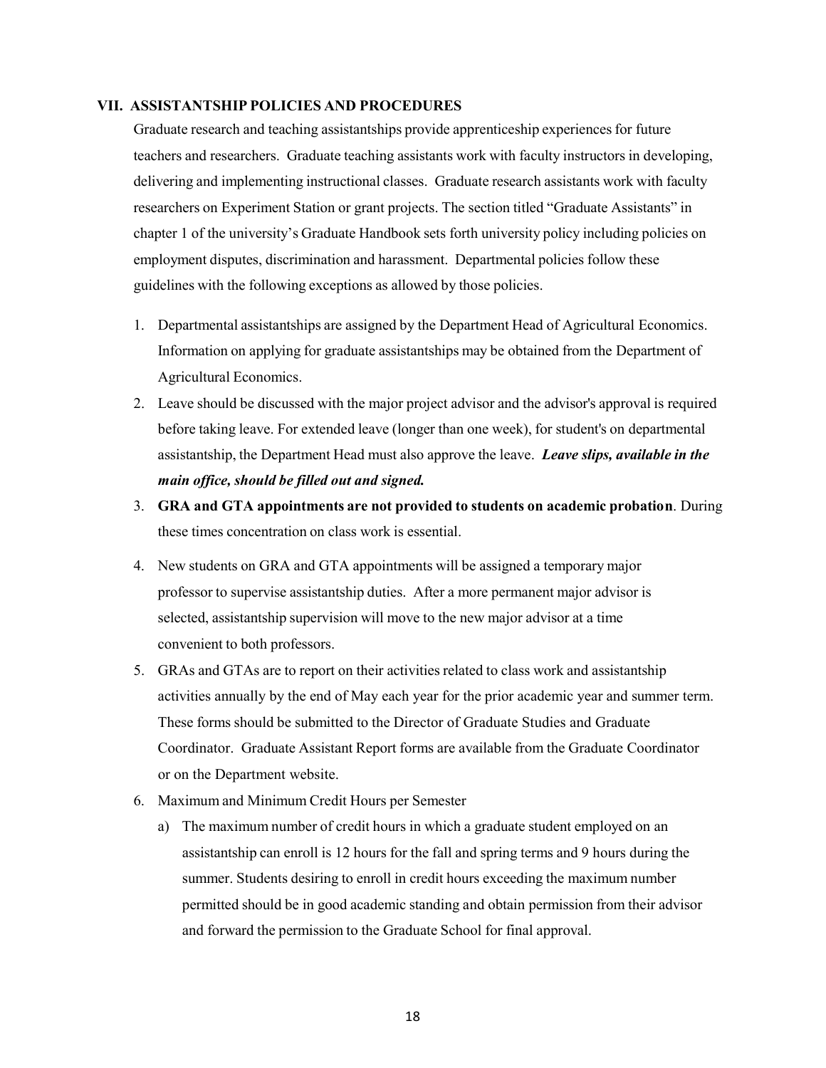## VII. ASSISTANTSHIP POLICIES AND PROCEDURES

Graduate research and teaching assistantships provide apprenticeship experiences for future teachers and researchers. Graduate teaching assistants work with faculty instructors in developing, delivering and implementing instructional classes. Graduate research assistants work with faculty researchers on Experiment Station or grant projects. The section titled "Graduate Assistants" in chapter 1 of the university's Graduate Handbook sets forth university policy including policies on employment disputes, discrimination and harassment. Departmental policies follow these guidelines with the following exceptions as allowed by those policies.

1. Departmental assistantships are assigned by the Department Head of Agricultural Economics. Information on applying for graduate assistantships may be obtained from the Department of Agricultural Economics.
2. Leave should be discussed with the major project advisor and the advisor's approval is required before taking leave. For extended leave (longer than one week), for student's on departmental assistantship, the Department Head must also approve the leave. ***Leave slips, available in the main office, should be filled out and signed.***
3. **GRA and GTA appointments are not provided to students on academic probation**. During these times concentration on class work is essential.
4. New students on GRA and GTA appointments will be assigned a temporary major professor to supervise assistantship duties. After a more permanent major advisor is selected, assistantship supervision will move to the new major advisor at a time convenient to both professors.
5. GRAs and GTAs are to report on their activities related to class work and assistantship activities annually by the end of May each year for the prior academic year and summer term. These forms should be submitted to the Director of Graduate Studies and Graduate Coordinator. Graduate Assistant Report forms are available from the Graduate Coordinator or on the Department website.
6. Maximum and Minimum Credit Hours per Semester
   a) The maximum number of credit hours in which a graduate student employed on an assistantship can enroll is 12 hours for the fall and spring terms and 9 hours during the summer. Students desiring to enroll in credit hours exceeding the maximum number permitted should be in good academic standing and obtain permission from their advisor and forward the permission to the Graduate School for final approval.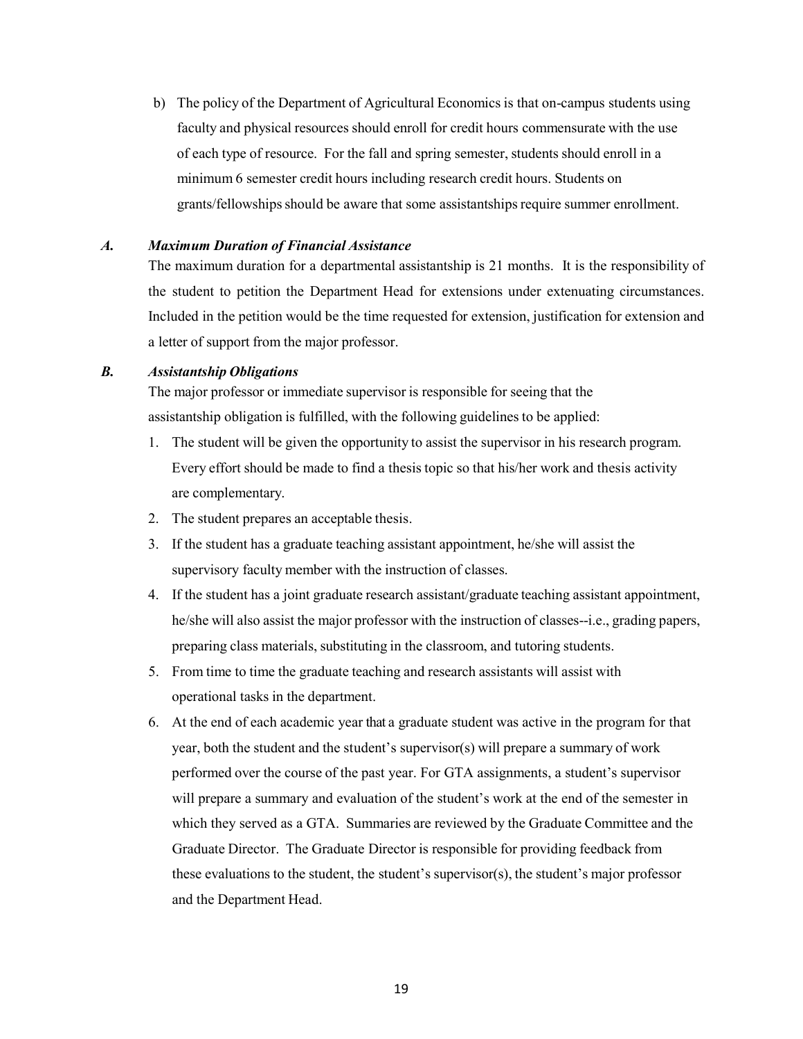b) The policy of the Department of Agricultural Economics is that on-campus students using faculty and physical resources should enroll for credit hours commensurate with the use of each type of resource. For the fall and spring semester, students should enroll in a minimum 6 semester credit hours including research credit hours. Students on grants/fellowships should be aware that some assistantships require summer enrollment.

### *A. Maximum Duration of Financial Assistance*

The maximum duration for a departmental assistantship is 21 months. It is the responsibility of the student to petition the Department Head for extensions under extenuating circumstances. Included in the petition would be the time requested for extension, justification for extension and a letter of support from the major professor.

### *B. Assistantship Obligations*

The major professor or immediate supervisor is responsible for seeing that the assistantship obligation is fulfilled, with the following guidelines to be applied:

1. The student will be given the opportunity to assist the supervisor in his research program. Every effort should be made to find a thesis topic so that his/her work and thesis activity are complementary.
2. The student prepares an acceptable thesis.
3. If the student has a graduate teaching assistant appointment, he/she will assist the supervisory faculty member with the instruction of classes.
4. If the student has a joint graduate research assistant/graduate teaching assistant appointment, he/she will also assist the major professor with the instruction of classes--i.e., grading papers, preparing class materials, substituting in the classroom, and tutoring students.
5. From time to time the graduate teaching and research assistants will assist with operational tasks in the department.
6. At the end of each academic year that a graduate student was active in the program for that year, both the student and the student's supervisor(s) will prepare a summary of work performed over the course of the past year. For GTA assignments, a student's supervisor will prepare a summary and evaluation of the student's work at the end of the semester in which they served as a GTA. Summaries are reviewed by the Graduate Committee and the Graduate Director. The Graduate Director is responsible for providing feedback from these evaluations to the student, the student's supervisor(s), the student's major professor and the Department Head.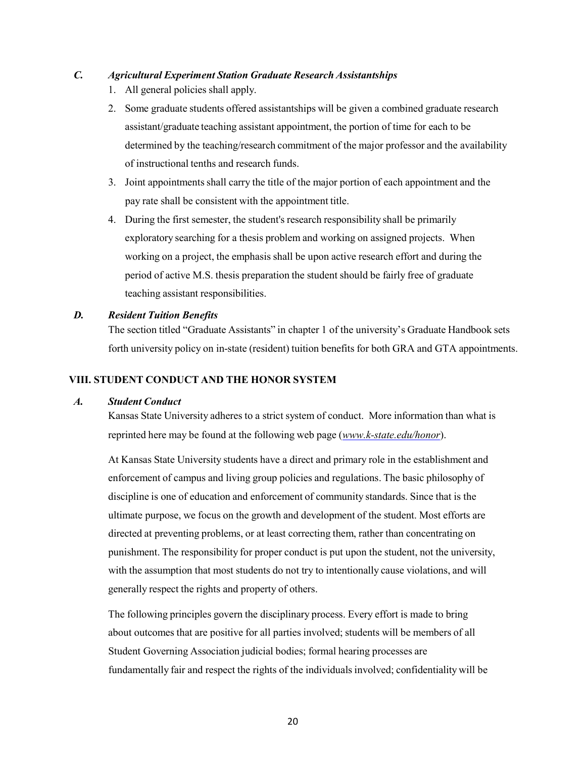### *C. Agricultural Experiment Station Graduate Research Assistantships*

1. All general policies shall apply.
2. Some graduate students offered assistantships will be given a combined graduate research assistant/graduate teaching assistant appointment, the portion of time for each to be determined by the teaching/research commitment of the major professor and the availability of instructional tenths and research funds.
3. Joint appointments shall carry the title of the major portion of each appointment and the pay rate shall be consistent with the appointment title.
4. During the first semester, the student's research responsibility shall be primarily exploratory searching for a thesis problem and working on assigned projects. When working on a project, the emphasis shall be upon active research effort and during the period of active M.S. thesis preparation the student should be fairly free of graduate teaching assistant responsibilities.

### *D. Resident Tuition Benefits*

The section titled "Graduate Assistants" in chapter 1 of the university's Graduate Handbook sets forth university policy on in-state (resident) tuition benefits for both GRA and GTA appointments.

## VIII. STUDENT CONDUCT AND THE HONOR SYSTEM

### *A. Student Conduct*

Kansas State University adheres to a strict system of conduct. More information than what is reprinted here may be found at the following web page (*www.k-state.edu/honor*).

At Kansas State University students have a direct and primary role in the establishment and enforcement of campus and living group policies and regulations. The basic philosophy of discipline is one of education and enforcement of community standards. Since that is the ultimate purpose, we focus on the growth and development of the student. Most efforts are directed at preventing problems, or at least correcting them, rather than concentrating on punishment. The responsibility for proper conduct is put upon the student, not the university, with the assumption that most students do not try to intentionally cause violations, and will generally respect the rights and property of others.

The following principles govern the disciplinary process. Every effort is made to bring about outcomes that are positive for all parties involved; students will be members of all Student Governing Association judicial bodies; formal hearing processes are fundamentally fair and respect the rights of the individuals involved; confidentiality will be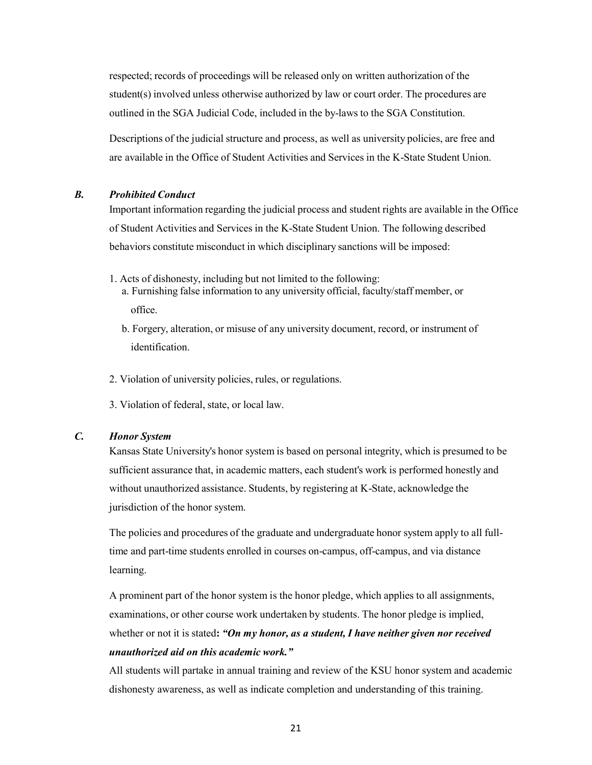respected; records of proceedings will be released only on written authorization of the student(s) involved unless otherwise authorized by law or court order. The procedures are outlined in the SGA Judicial Code, included in the by-laws to the SGA Constitution.

Descriptions of the judicial structure and process, as well as university policies, are free and are available in the Office of Student Activities and Services in the K-State Student Union.

### *B. Prohibited Conduct*

Important information regarding the judicial process and student rights are available in the Office of Student Activities and Services in the K-State Student Union. The following described behaviors constitute misconduct in which disciplinary sanctions will be imposed:

1. Acts of dishonesty, including but not limited to the following:
   a. Furnishing false information to any university official, faculty/staff member, or office.
   b. Forgery, alteration, or misuse of any university document, record, or instrument of identification.
2. Violation of university policies, rules, or regulations.
3. Violation of federal, state, or local law.

### *C. Honor System*

Kansas State University's honor system is based on personal integrity, which is presumed to be sufficient assurance that, in academic matters, each student's work is performed honestly and without unauthorized assistance. Students, by registering at K-State, acknowledge the jurisdiction of the honor system.

The policies and procedures of the graduate and undergraduate honor system apply to all full-time and part-time students enrolled in courses on-campus, off-campus, and via distance learning.

A prominent part of the honor system is the honor pledge, which applies to all assignments, examinations, or other course work undertaken by students. The honor pledge is implied, whether or not it is stated**: *"On my honor, as a student, I have neither given nor received unauthorized aid on this academic work."***

All students will partake in annual training and review of the KSU honor system and academic dishonesty awareness, as well as indicate completion and understanding of this training.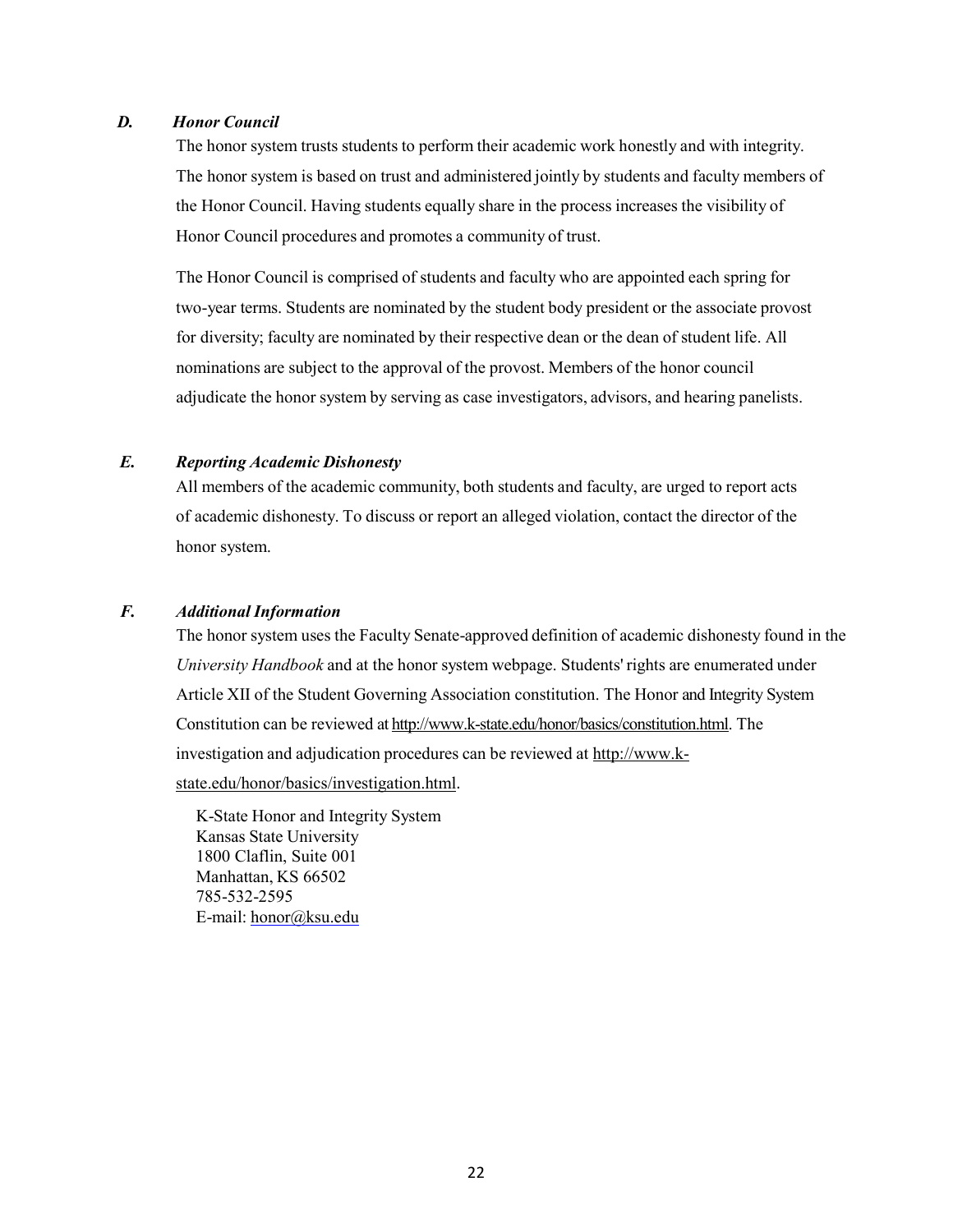### D. *Honor Council*

The honor system trusts students to perform their academic work honestly and with integrity. The honor system is based on trust and administered jointly by students and faculty members of the Honor Council. Having students equally share in the process increases the visibility of Honor Council procedures and promotes a community of trust.

The Honor Council is comprised of students and faculty who are appointed each spring for two-year terms. Students are nominated by the student body president or the associate provost for diversity; faculty are nominated by their respective dean or the dean of student life. All nominations are subject to the approval of the provost. Members of the honor council adjudicate the honor system by serving as case investigators, advisors, and hearing panelists.

### E. *Reporting Academic Dishonesty*

All members of the academic community, both students and faculty, are urged to report acts of academic dishonesty. To discuss or report an alleged violation, contact the director of the honor system.

### F. *Additional Information*

The honor system uses the Faculty Senate-approved definition of academic dishonesty found in the *University Handbook* and at the honor system webpage. Students' rights are enumerated under Article XII of the Student Governing Association constitution. The Honor and Integrity System Constitution can be reviewed at http://www.k-state.edu/honor/basics/constitution.html. The investigation and adjudication procedures can be reviewed at http://www.k-state.edu/honor/basics/investigation.html.

K-State Honor and Integrity System
Kansas State University
1800 Claflin, Suite 001
Manhattan, KS 66502
785-532-2595
E-mail: honor@ksu.edu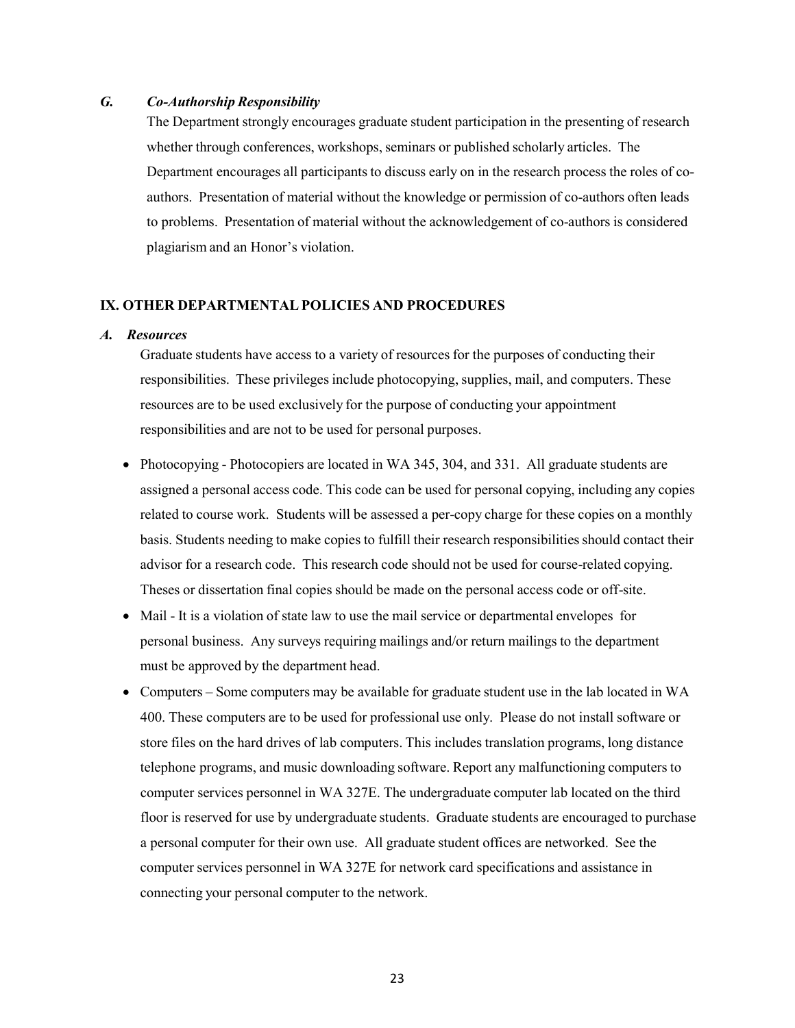### *G. Co-Authorship Responsibility*

The Department strongly encourages graduate student participation in the presenting of research whether through conferences, workshops, seminars or published scholarly articles. The Department encourages all participants to discuss early on in the research process the roles of co-authors. Presentation of material without the knowledge or permission of co-authors often leads to problems. Presentation of material without the acknowledgement of co-authors is considered plagiarism and an Honor's violation.

## IX. OTHER DEPARTMENTAL POLICIES AND PROCEDURES

### *A. Resources*

Graduate students have access to a variety of resources for the purposes of conducting their responsibilities. These privileges include photocopying, supplies, mail, and computers. These resources are to be used exclusively for the purpose of conducting your appointment responsibilities and are not to be used for personal purposes.

- Photocopying - Photocopiers are located in WA 345, 304, and 331. All graduate students are assigned a personal access code. This code can be used for personal copying, including any copies related to course work. Students will be assessed a per-copy charge for these copies on a monthly basis. Students needing to make copies to fulfill their research responsibilities should contact their advisor for a research code. This research code should not be used for course-related copying. Theses or dissertation final copies should be made on the personal access code or off-site.
- Mail - It is a violation of state law to use the mail service or departmental envelopes for personal business. Any surveys requiring mailings and/or return mailings to the department must be approved by the department head.
- Computers – Some computers may be available for graduate student use in the lab located in WA 400. These computers are to be used for professional use only. Please do not install software or store files on the hard drives of lab computers. This includes translation programs, long distance telephone programs, and music downloading software. Report any malfunctioning computers to computer services personnel in WA 327E. The undergraduate computer lab located on the third floor is reserved for use by undergraduate students. Graduate students are encouraged to purchase a personal computer for their own use. All graduate student offices are networked. See the computer services personnel in WA 327E for network card specifications and assistance in connecting your personal computer to the network.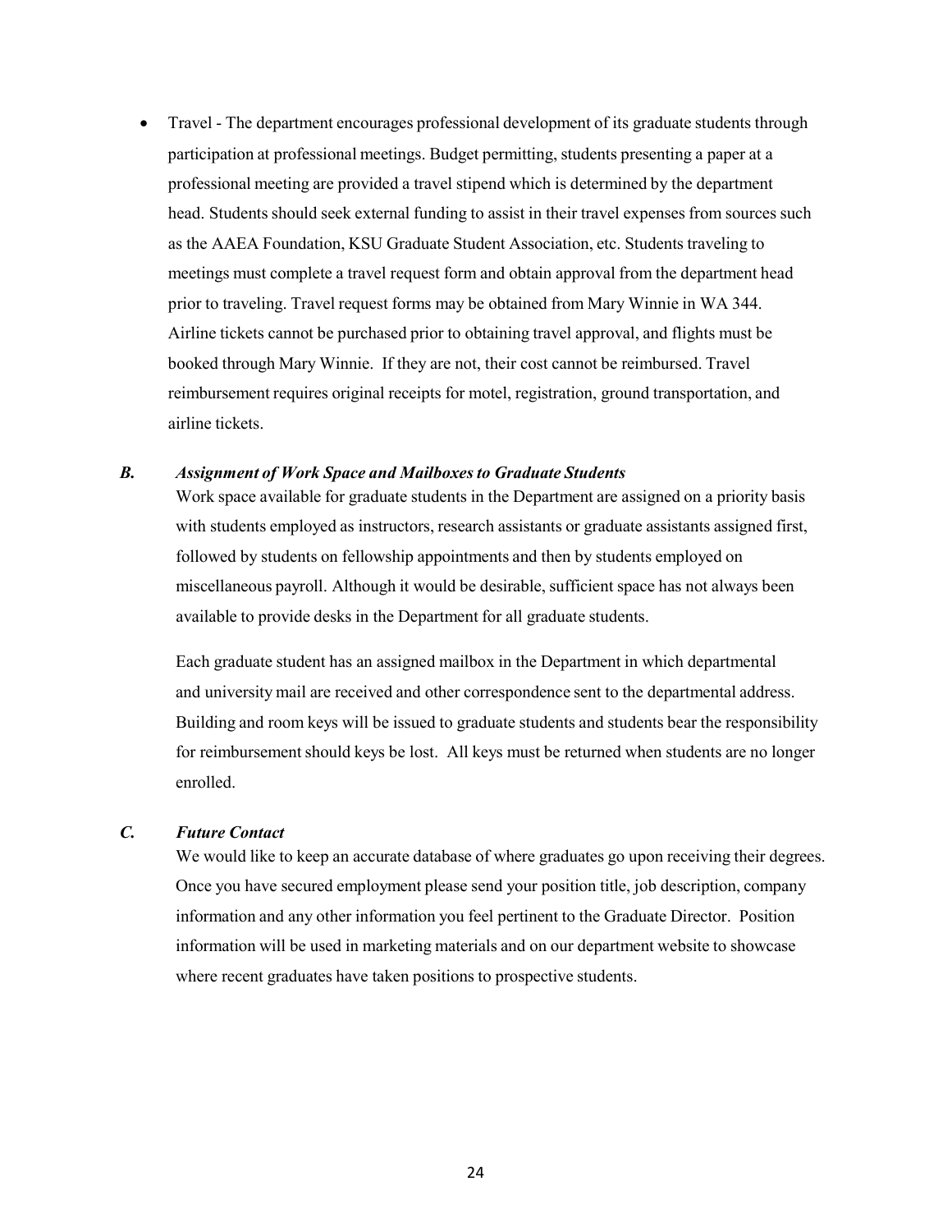- Travel - The department encourages professional development of its graduate students through participation at professional meetings. Budget permitting, students presenting a paper at a professional meeting are provided a travel stipend which is determined by the department head. Students should seek external funding to assist in their travel expenses from sources such as the AAEA Foundation, KSU Graduate Student Association, etc. Students traveling to meetings must complete a travel request form and obtain approval from the department head prior to traveling. Travel request forms may be obtained from Mary Winnie in WA 344. Airline tickets cannot be purchased prior to obtaining travel approval, and flights must be booked through Mary Winnie. If they are not, their cost cannot be reimbursed. Travel reimbursement requires original receipts for motel, registration, ground transportation, and airline tickets.

### *B. Assignment of Work Space and Mailboxes to Graduate Students*

Work space available for graduate students in the Department are assigned on a priority basis with students employed as instructors, research assistants or graduate assistants assigned first, followed by students on fellowship appointments and then by students employed on miscellaneous payroll. Although it would be desirable, sufficient space has not always been available to provide desks in the Department for all graduate students.

Each graduate student has an assigned mailbox in the Department in which departmental and university mail are received and other correspondence sent to the departmental address. Building and room keys will be issued to graduate students and students bear the responsibility for reimbursement should keys be lost. All keys must be returned when students are no longer enrolled.

### *C. Future Contact*

We would like to keep an accurate database of where graduates go upon receiving their degrees. Once you have secured employment please send your position title, job description, company information and any other information you feel pertinent to the Graduate Director. Position information will be used in marketing materials and on our department website to showcase where recent graduates have taken positions to prospective students.